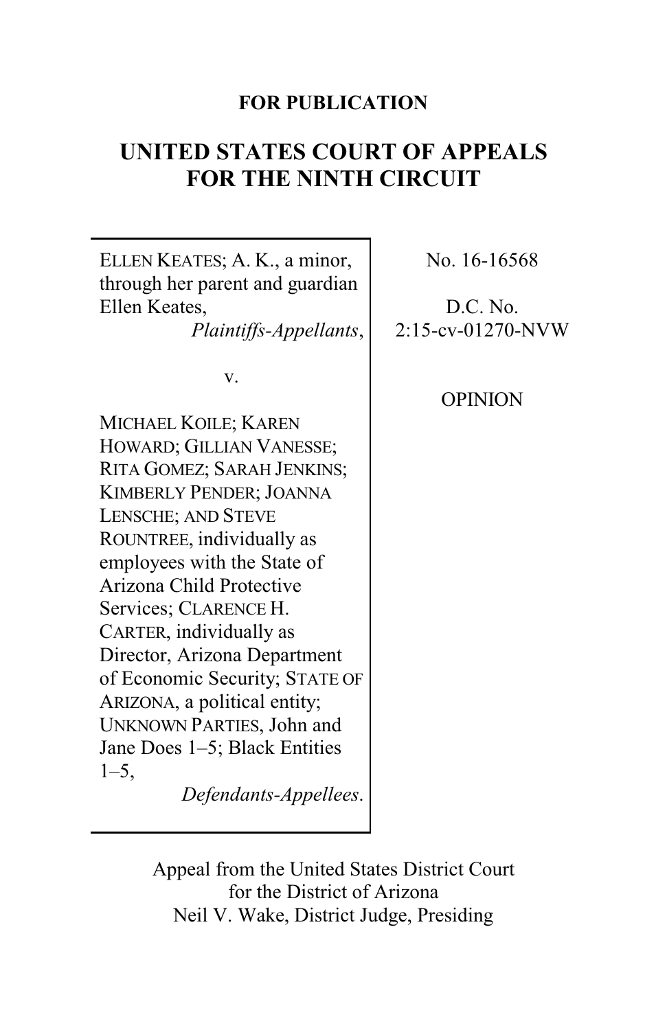**FOR PUBLICATION**

# UNITED STATES COURT OF APPEALS FOR THE NINTH CIRCUIT

ELLEN KEATES; A. K., a minor, through her parent and guardian Ellen Keates,
*Plaintiffs-Appellants*,

v.

MICHAEL KOILE; KAREN HOWARD; GILLIAN VANESSE; RITA GOMEZ; SARAH JENKINS; KIMBERLY PENDER; JOANNA LENSCHE; AND STEVE ROUNTREE, individually as employees with the State of Arizona Child Protective Services; CLARENCE H. CARTER, individually as Director, Arizona Department of Economic Security; STATE OF ARIZONA, a political entity; UNKNOWN PARTIES, John and Jane Does 1–5; Black Entities 1–5,
*Defendants-Appellees*.

No. 16-16568

D.C. No. 2:15-cv-01270-NVW

OPINION

Appeal from the United States District Court for the District of Arizona
Neil V. Wake, District Judge, Presiding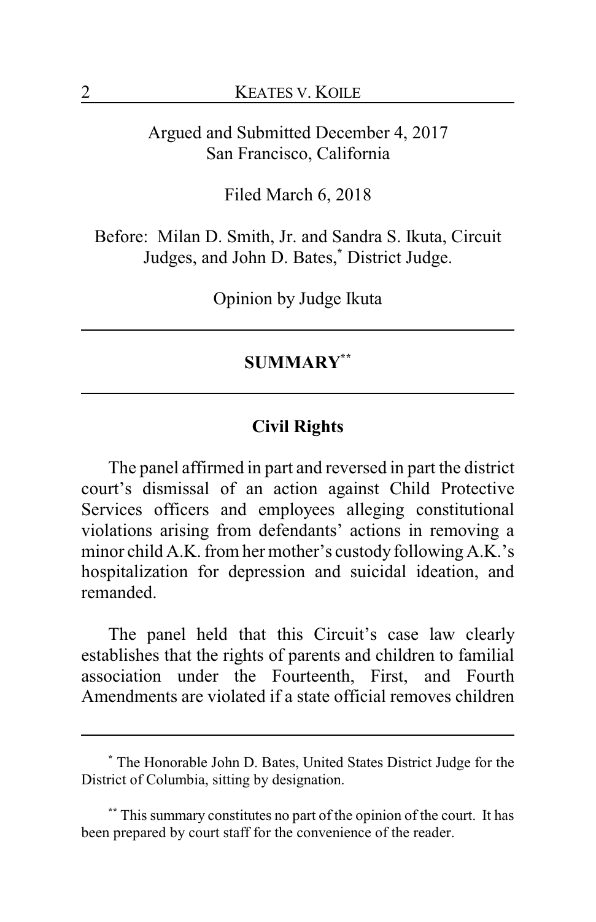Argued and Submitted December 4, 2017
San Francisco, California

Filed March 6, 2018

Before: Milan D. Smith, Jr. and Sandra S. Ikuta, Circuit Judges, and John D. Bates,* District Judge.

Opinion by Judge Ikuta

## SUMMARY**

### Civil Rights

The panel affirmed in part and reversed in part the district court's dismissal of an action against Child Protective Services officers and employees alleging constitutional violations arising from defendants' actions in removing a minor child A.K. from her mother's custody following A.K.'s hospitalization for depression and suicidal ideation, and remanded.

The panel held that this Circuit's case law clearly establishes that the rights of parents and children to familial association under the Fourteenth, First, and Fourth Amendments are violated if a state official removes children

---

* The Honorable John D. Bates, United States District Judge for the District of Columbia, sitting by designation.

** This summary constitutes no part of the opinion of the court. It has been prepared by court staff for the convenience of the reader.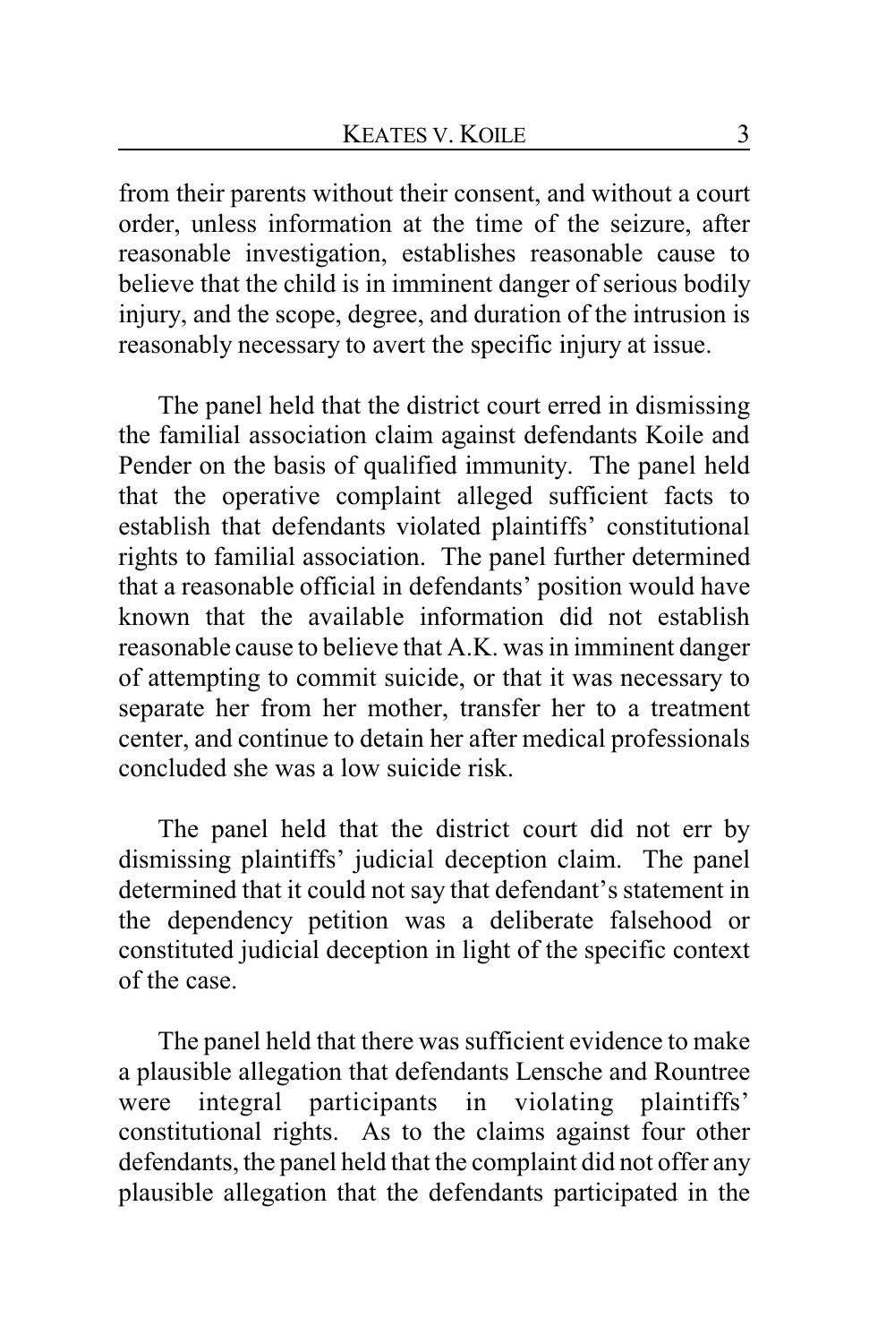from their parents without their consent, and without a court order, unless information at the time of the seizure, after reasonable investigation, establishes reasonable cause to believe that the child is in imminent danger of serious bodily injury, and the scope, degree, and duration of the intrusion is reasonably necessary to avert the specific injury at issue.

The panel held that the district court erred in dismissing the familial association claim against defendants Koile and Pender on the basis of qualified immunity. The panel held that the operative complaint alleged sufficient facts to establish that defendants violated plaintiffs' constitutional rights to familial association. The panel further determined that a reasonable official in defendants' position would have known that the available information did not establish reasonable cause to believe that A.K. was in imminent danger of attempting to commit suicide, or that it was necessary to separate her from her mother, transfer her to a treatment center, and continue to detain her after medical professionals concluded she was a low suicide risk.

The panel held that the district court did not err by dismissing plaintiffs' judicial deception claim. The panel determined that it could not say that defendant's statement in the dependency petition was a deliberate falsehood or constituted judicial deception in light of the specific context of the case.

The panel held that there was sufficient evidence to make a plausible allegation that defendants Lensche and Rountree were integral participants in violating plaintiffs' constitutional rights. As to the claims against four other defendants, the panel held that the complaint did not offer any plausible allegation that the defendants participated in the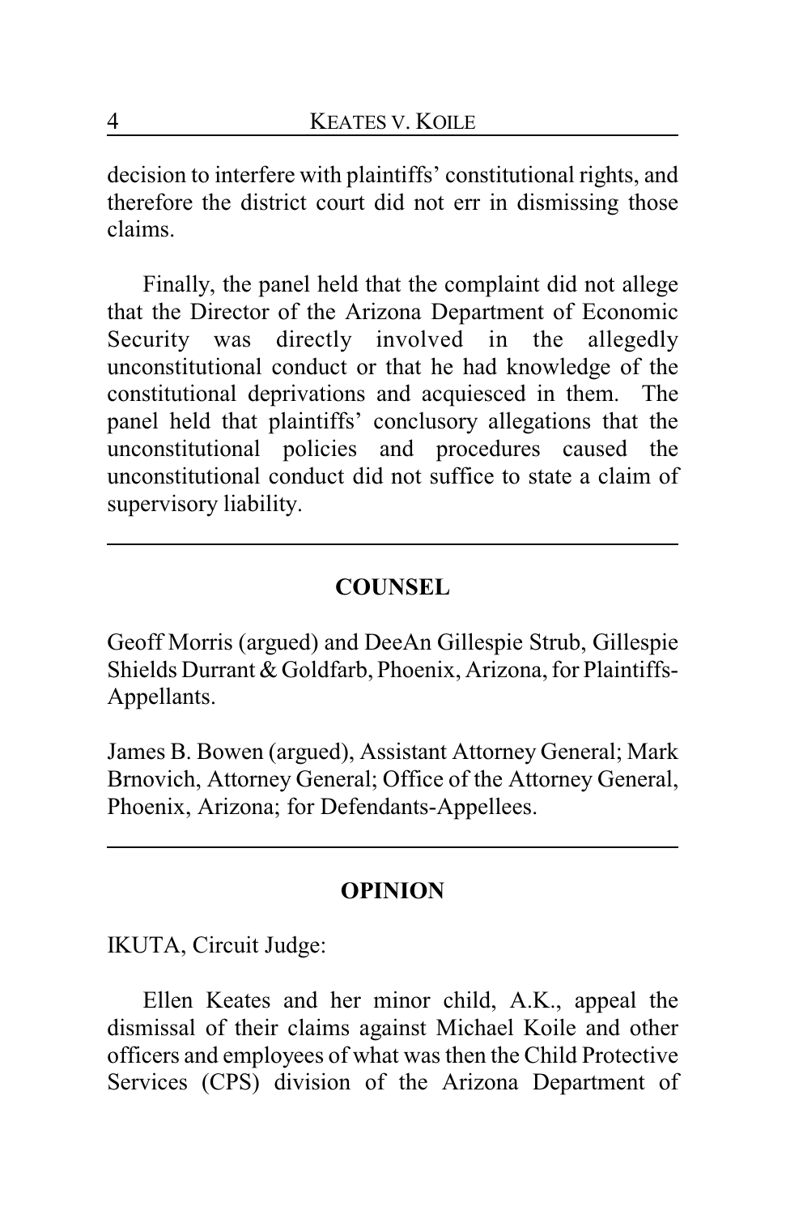decision to interfere with plaintiffs' constitutional rights, and therefore the district court did not err in dismissing those claims.

Finally, the panel held that the complaint did not allege that the Director of the Arizona Department of Economic Security was directly involved in the allegedly unconstitutional conduct or that he had knowledge of the constitutional deprivations and acquiesced in them. The panel held that plaintiffs' conclusory allegations that the unconstitutional policies and procedures caused the unconstitutional conduct did not suffice to state a claim of supervisory liability.

---

## COUNSEL

Geoff Morris (argued) and DeeAn Gillespie Strub, Gillespie Shields Durrant & Goldfarb, Phoenix, Arizona, for Plaintiffs-Appellants.

James B. Bowen (argued), Assistant Attorney General; Mark Brnovich, Attorney General; Office of the Attorney General, Phoenix, Arizona; for Defendants-Appellees.

---

## OPINION

IKUTA, Circuit Judge:

Ellen Keates and her minor child, A.K., appeal the dismissal of their claims against Michael Koile and other officers and employees of what was then the Child Protective Services (CPS) division of the Arizona Department of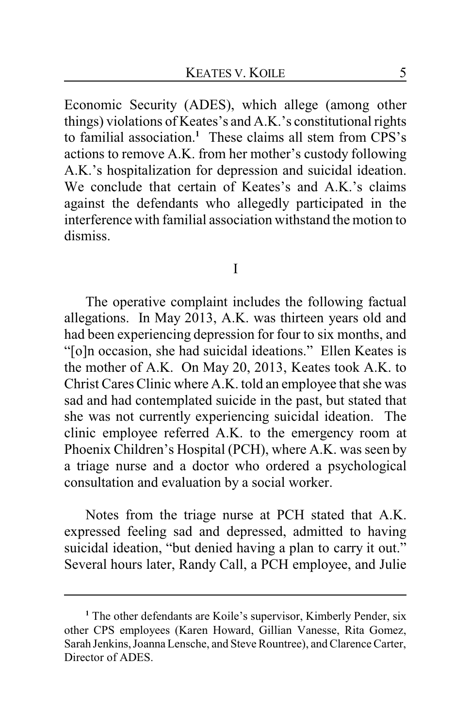Economic Security (ADES), which allege (among other things) violations of Keates's and A.K.'s constitutional rights to familial association.[1] These claims all stem from CPS's actions to remove A.K. from her mother's custody following A.K.'s hospitalization for depression and suicidal ideation. We conclude that certain of Keates's and A.K.'s claims against the defendants who allegedly participated in the interference with familial association withstand the motion to dismiss.

## I

The operative complaint includes the following factual allegations. In May 2013, A.K. was thirteen years old and had been experiencing depression for four to six months, and "[o]n occasion, she had suicidal ideations." Ellen Keates is the mother of A.K. On May 20, 2013, Keates took A.K. to Christ Cares Clinic where A.K. told an employee that she was sad and had contemplated suicide in the past, but stated that she was not currently experiencing suicidal ideation. The clinic employee referred A.K. to the emergency room at Phoenix Children's Hospital (PCH), where A.K. was seen by a triage nurse and a doctor who ordered a psychological consultation and evaluation by a social worker.

Notes from the triage nurse at PCH stated that A.K. expressed feeling sad and depressed, admitted to having suicidal ideation, "but denied having a plan to carry it out." Several hours later, Randy Call, a PCH employee, and Julie

---

[1] The other defendants are Koile's supervisor, Kimberly Pender, six other CPS employees (Karen Howard, Gillian Vanesse, Rita Gomez, Sarah Jenkins, Joanna Lensche, and Steve Rountree), and Clarence Carter, Director of ADES.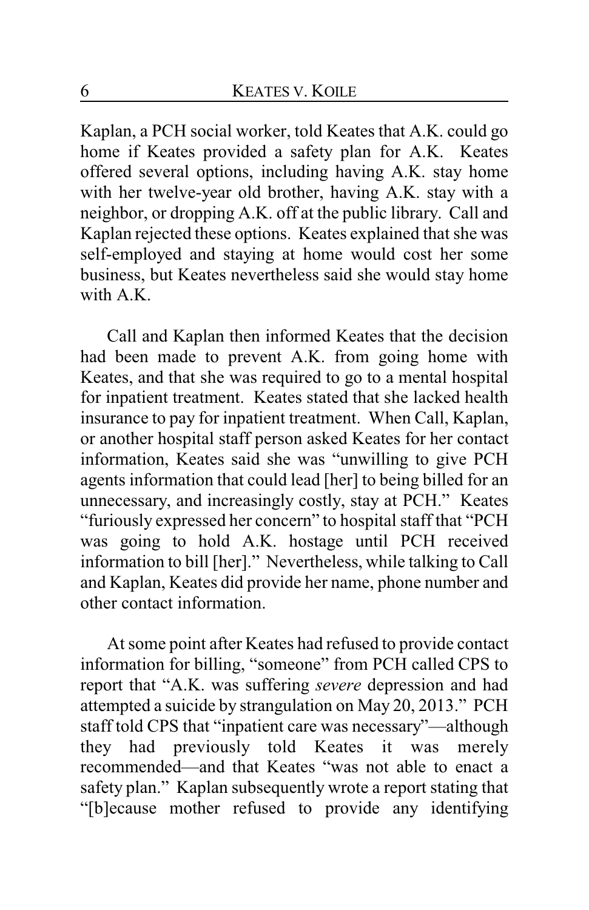Kaplan, a PCH social worker, told Keates that A.K. could go home if Keates provided a safety plan for A.K. Keates offered several options, including having A.K. stay home with her twelve-year old brother, having A.K. stay with a neighbor, or dropping A.K. off at the public library. Call and Kaplan rejected these options. Keates explained that she was self-employed and staying at home would cost her some business, but Keates nevertheless said she would stay home with A.K.

Call and Kaplan then informed Keates that the decision had been made to prevent A.K. from going home with Keates, and that she was required to go to a mental hospital for inpatient treatment. Keates stated that she lacked health insurance to pay for inpatient treatment. When Call, Kaplan, or another hospital staff person asked Keates for her contact information, Keates said she was "unwilling to give PCH agents information that could lead [her] to being billed for an unnecessary, and increasingly costly, stay at PCH." Keates "furiously expressed her concern" to hospital staff that "PCH was going to hold A.K. hostage until PCH received information to bill [her]." Nevertheless, while talking to Call and Kaplan, Keates did provide her name, phone number and other contact information.

At some point after Keates had refused to provide contact information for billing, "someone" from PCH called CPS to report that "A.K. was suffering *severe* depression and had attempted a suicide by strangulation on May 20, 2013." PCH staff told CPS that "inpatient care was necessary"—although they had previously told Keates it was merely recommended—and that Keates "was not able to enact a safety plan." Kaplan subsequently wrote a report stating that "[b]ecause mother refused to provide any identifying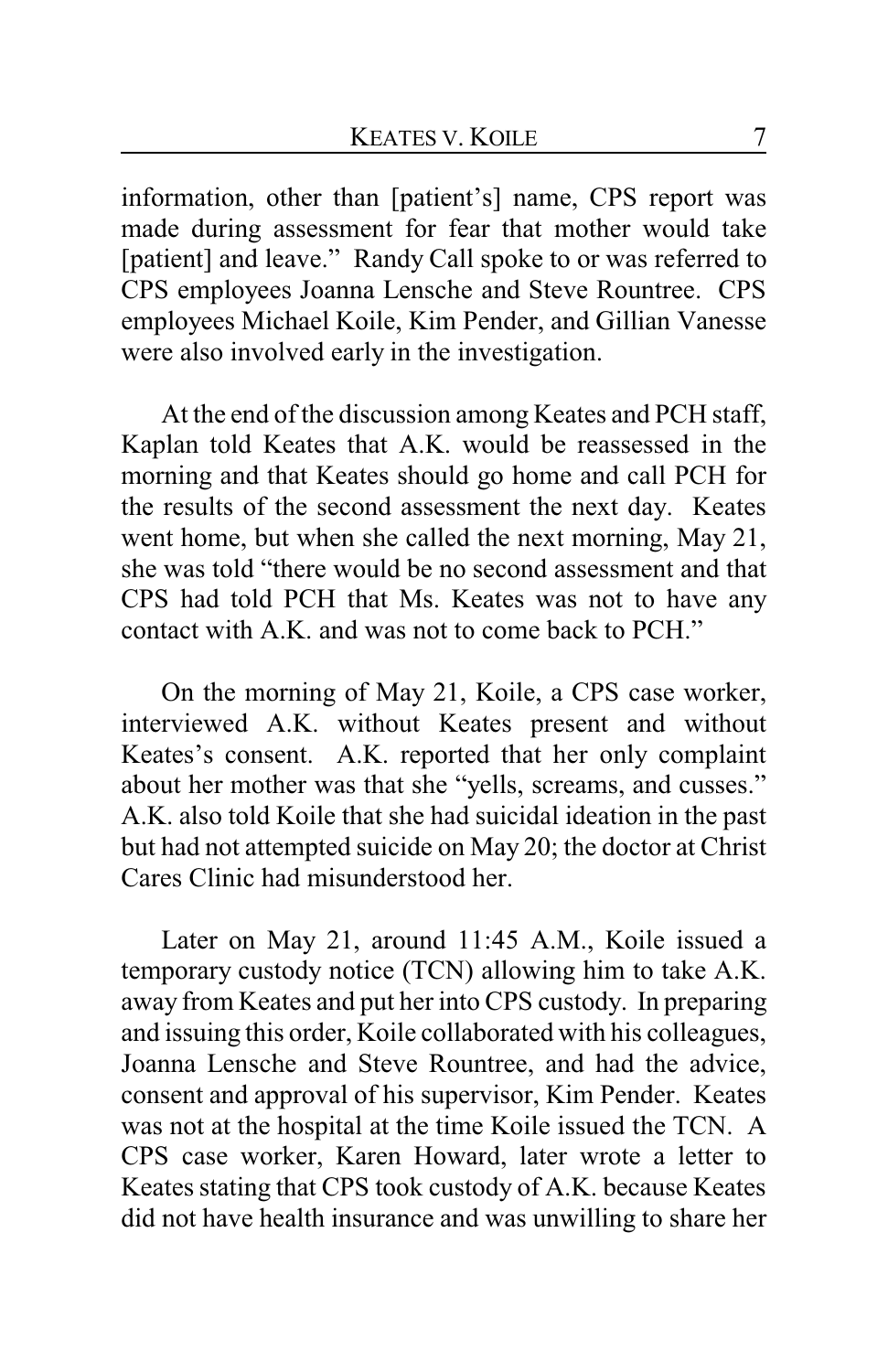information, other than [patient's] name, CPS report was made during assessment for fear that mother would take [patient] and leave." Randy Call spoke to or was referred to CPS employees Joanna Lensche and Steve Rountree. CPS employees Michael Koile, Kim Pender, and Gillian Vanesse were also involved early in the investigation.

At the end of the discussion among Keates and PCH staff, Kaplan told Keates that A.K. would be reassessed in the morning and that Keates should go home and call PCH for the results of the second assessment the next day. Keates went home, but when she called the next morning, May 21, she was told "there would be no second assessment and that CPS had told PCH that Ms. Keates was not to have any contact with A.K. and was not to come back to PCH."

On the morning of May 21, Koile, a CPS case worker, interviewed A.K. without Keates present and without Keates's consent. A.K. reported that her only complaint about her mother was that she "yells, screams, and cusses." A.K. also told Koile that she had suicidal ideation in the past but had not attempted suicide on May 20; the doctor at Christ Cares Clinic had misunderstood her.

Later on May 21, around 11:45 A.M., Koile issued a temporary custody notice (TCN) allowing him to take A.K. away from Keates and put her into CPS custody. In preparing and issuing this order, Koile collaborated with his colleagues, Joanna Lensche and Steve Rountree, and had the advice, consent and approval of his supervisor, Kim Pender. Keates was not at the hospital at the time Koile issued the TCN. A CPS case worker, Karen Howard, later wrote a letter to Keates stating that CPS took custody of A.K. because Keates did not have health insurance and was unwilling to share her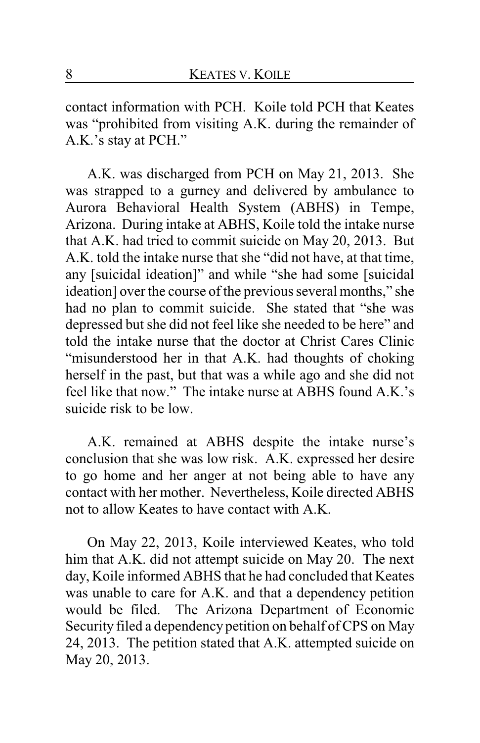contact information with PCH. Koile told PCH that Keates was "prohibited from visiting A.K. during the remainder of A.K.'s stay at PCH."

A.K. was discharged from PCH on May 21, 2013. She was strapped to a gurney and delivered by ambulance to Aurora Behavioral Health System (ABHS) in Tempe, Arizona. During intake at ABHS, Koile told the intake nurse that A.K. had tried to commit suicide on May 20, 2013. But A.K. told the intake nurse that she "did not have, at that time, any [suicidal ideation]" and while "she had some [suicidal ideation] over the course of the previous several months," she had no plan to commit suicide. She stated that "she was depressed but she did not feel like she needed to be here" and told the intake nurse that the doctor at Christ Cares Clinic "misunderstood her in that A.K. had thoughts of choking herself in the past, but that was a while ago and she did not feel like that now." The intake nurse at ABHS found A.K.'s suicide risk to be low.

A.K. remained at ABHS despite the intake nurse's conclusion that she was low risk. A.K. expressed her desire to go home and her anger at not being able to have any contact with her mother. Nevertheless, Koile directed ABHS not to allow Keates to have contact with A.K.

On May 22, 2013, Koile interviewed Keates, who told him that A.K. did not attempt suicide on May 20. The next day, Koile informed ABHS that he had concluded that Keates was unable to care for A.K. and that a dependency petition would be filed. The Arizona Department of Economic Security filed a dependency petition on behalf of CPS on May 24, 2013. The petition stated that A.K. attempted suicide on May 20, 2013.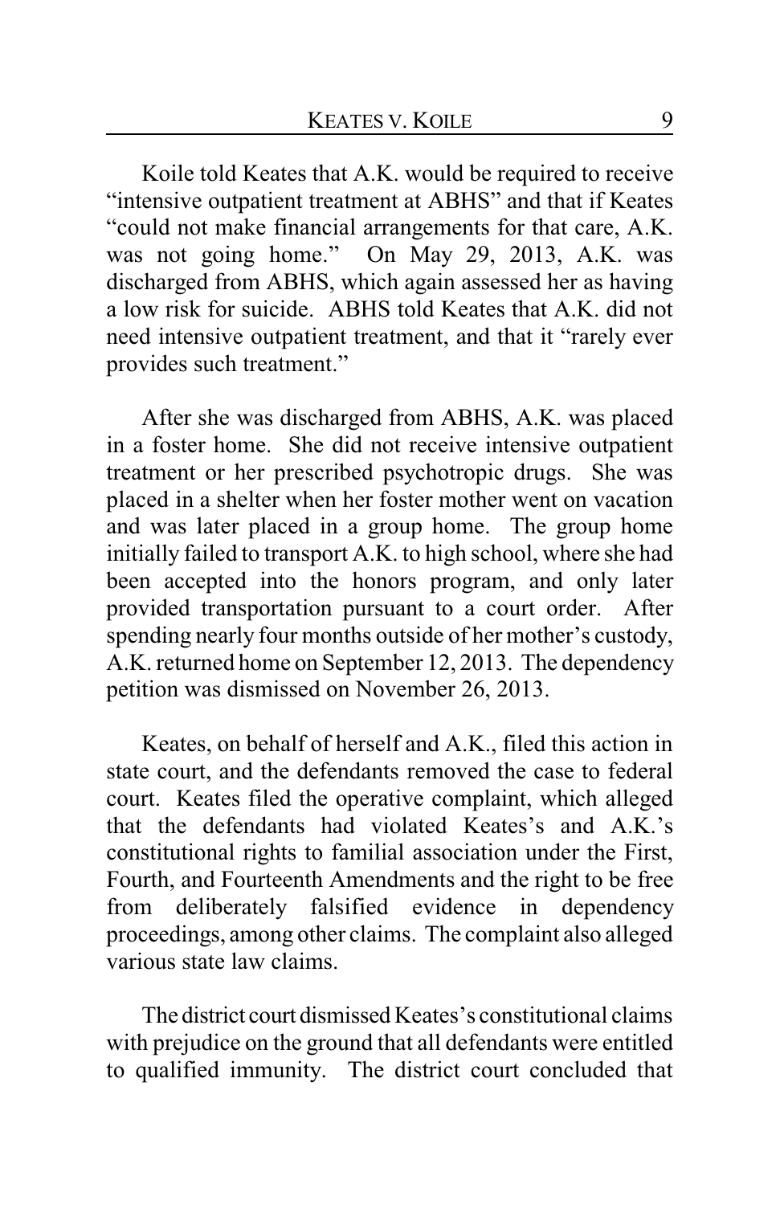Koile told Keates that A.K. would be required to receive "intensive outpatient treatment at ABHS" and that if Keates "could not make financial arrangements for that care, A.K. was not going home." On May 29, 2013, A.K. was discharged from ABHS, which again assessed her as having a low risk for suicide. ABHS told Keates that A.K. did not need intensive outpatient treatment, and that it "rarely ever provides such treatment."

After she was discharged from ABHS, A.K. was placed in a foster home. She did not receive intensive outpatient treatment or her prescribed psychotropic drugs. She was placed in a shelter when her foster mother went on vacation and was later placed in a group home. The group home initially failed to transport A.K. to high school, where she had been accepted into the honors program, and only later provided transportation pursuant to a court order. After spending nearly four months outside of her mother's custody, A.K. returned home on September 12, 2013. The dependency petition was dismissed on November 26, 2013.

Keates, on behalf of herself and A.K., filed this action in state court, and the defendants removed the case to federal court. Keates filed the operative complaint, which alleged that the defendants had violated Keates's and A.K.'s constitutional rights to familial association under the First, Fourth, and Fourteenth Amendments and the right to be free from deliberately falsified evidence in dependency proceedings, among other claims. The complaint also alleged various state law claims.

The district court dismissed Keates's constitutional claims with prejudice on the ground that all defendants were entitled to qualified immunity. The district court concluded that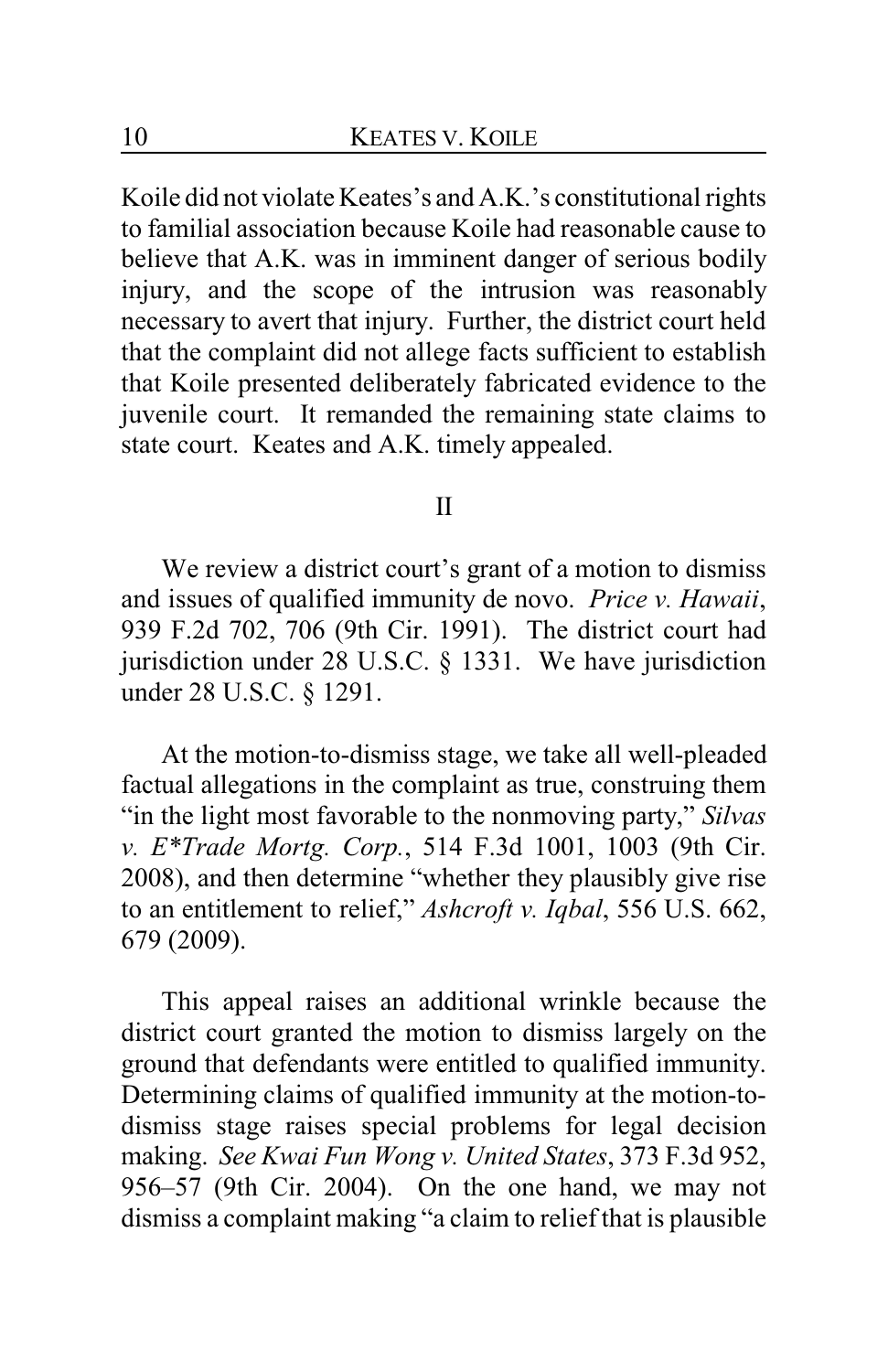Koile did not violate Keates's and A.K.'s constitutional rights to familial association because Koile had reasonable cause to believe that A.K. was in imminent danger of serious bodily injury, and the scope of the intrusion was reasonably necessary to avert that injury. Further, the district court held that the complaint did not allege facts sufficient to establish that Koile presented deliberately fabricated evidence to the juvenile court. It remanded the remaining state claims to state court. Keates and A.K. timely appealed.

## II

We review a district court's grant of a motion to dismiss and issues of qualified immunity de novo. *Price v. Hawaii*, 939 F.2d 702, 706 (9th Cir. 1991). The district court had jurisdiction under 28 U.S.C. § 1331. We have jurisdiction under 28 U.S.C. § 1291.

At the motion-to-dismiss stage, we take all well-pleaded factual allegations in the complaint as true, construing them "in the light most favorable to the nonmoving party," *Silvas v. E*Trade Mortg. Corp.*, 514 F.3d 1001, 1003 (9th Cir. 2008), and then determine "whether they plausibly give rise to an entitlement to relief," *Ashcroft v. Iqbal*, 556 U.S. 662, 679 (2009).

This appeal raises an additional wrinkle because the district court granted the motion to dismiss largely on the ground that defendants were entitled to qualified immunity. Determining claims of qualified immunity at the motion-to-dismiss stage raises special problems for legal decision making. *See Kwai Fun Wong v. United States*, 373 F.3d 952, 956–57 (9th Cir. 2004). On the one hand, we may not dismiss a complaint making "a claim to relief that is plausible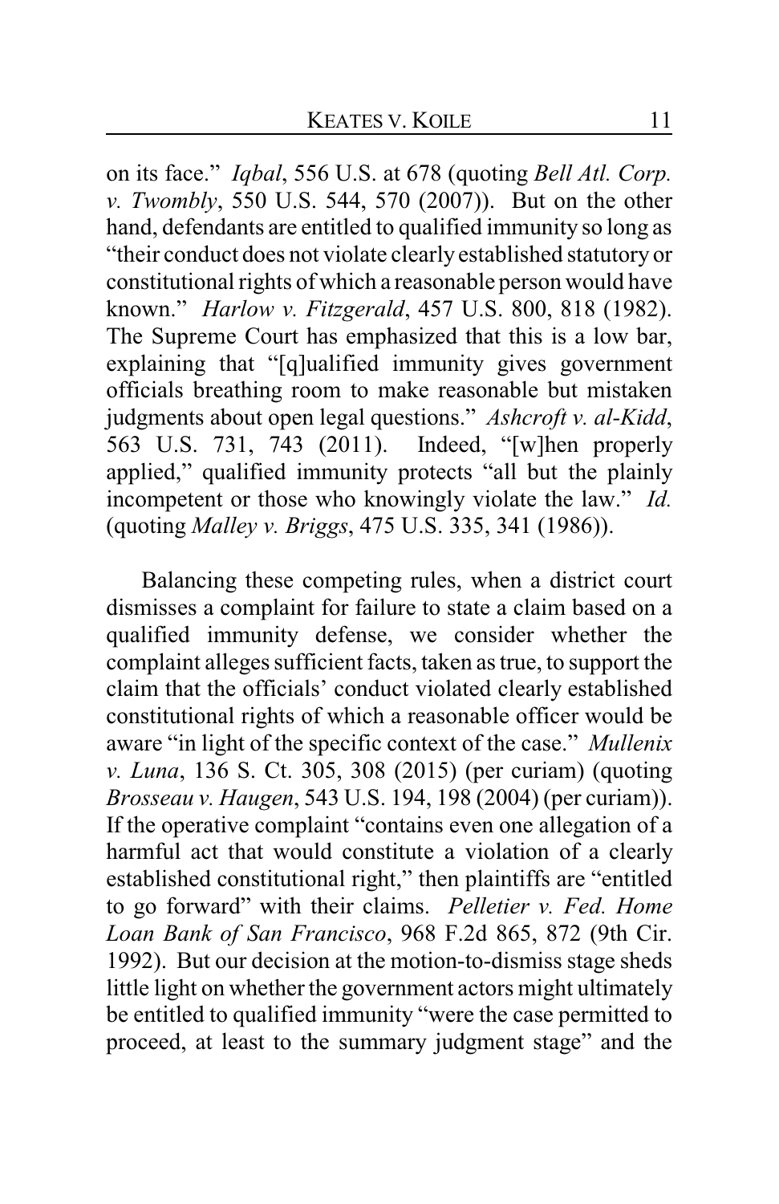on its face." *Iqbal*, 556 U.S. at 678 (quoting *Bell Atl. Corp. v. Twombly*, 550 U.S. 544, 570 (2007)). But on the other hand, defendants are entitled to qualified immunity so long as "their conduct does not violate clearly established statutory or constitutional rights of which a reasonable person would have known." *Harlow v. Fitzgerald*, 457 U.S. 800, 818 (1982). The Supreme Court has emphasized that this is a low bar, explaining that "[q]ualified immunity gives government officials breathing room to make reasonable but mistaken judgments about open legal questions." *Ashcroft v. al-Kidd*, 563 U.S. 731, 743 (2011). Indeed, "[w]hen properly applied," qualified immunity protects "all but the plainly incompetent or those who knowingly violate the law." *Id.* (quoting *Malley v. Briggs*, 475 U.S. 335, 341 (1986)).

Balancing these competing rules, when a district court dismisses a complaint for failure to state a claim based on a qualified immunity defense, we consider whether the complaint alleges sufficient facts, taken as true, to support the claim that the officials' conduct violated clearly established constitutional rights of which a reasonable officer would be aware "in light of the specific context of the case." *Mullenix v. Luna*, 136 S. Ct. 305, 308 (2015) (per curiam) (quoting *Brosseau v. Haugen*, 543 U.S. 194, 198 (2004) (per curiam)). If the operative complaint "contains even one allegation of a harmful act that would constitute a violation of a clearly established constitutional right," then plaintiffs are "entitled to go forward" with their claims. *Pelletier v. Fed. Home Loan Bank of San Francisco*, 968 F.2d 865, 872 (9th Cir. 1992). But our decision at the motion-to-dismiss stage sheds little light on whether the government actors might ultimately be entitled to qualified immunity "were the case permitted to proceed, at least to the summary judgment stage" and the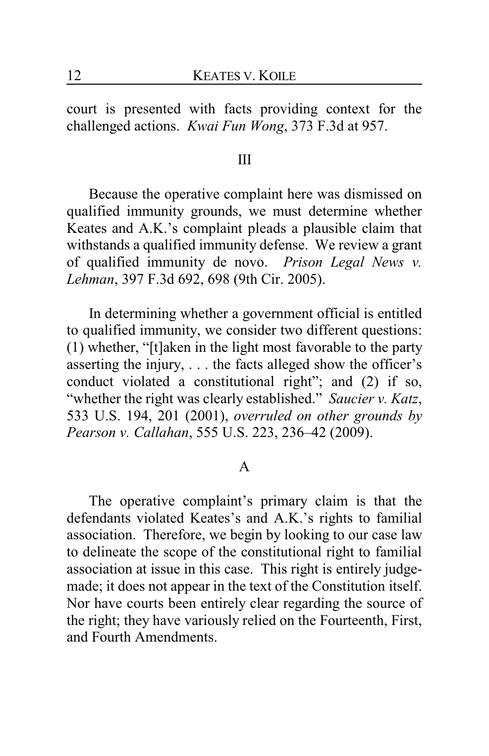court is presented with facts providing context for the challenged actions. *Kwai Fun Wong*, 373 F.3d at 957.

### III

Because the operative complaint here was dismissed on qualified immunity grounds, we must determine whether Keates and A.K.'s complaint pleads a plausible claim that withstands a qualified immunity defense. We review a grant of qualified immunity de novo. *Prison Legal News v. Lehman*, 397 F.3d 692, 698 (9th Cir. 2005).

In determining whether a government official is entitled to qualified immunity, we consider two different questions: (1) whether, "[t]aken in the light most favorable to the party asserting the injury, . . . the facts alleged show the officer's conduct violated a constitutional right"; and (2) if so, "whether the right was clearly established." *Saucier v. Katz*, 533 U.S. 194, 201 (2001), *overruled on other grounds by Pearson v. Callahan*, 555 U.S. 223, 236–42 (2009).

#### A

The operative complaint's primary claim is that the defendants violated Keates's and A.K.'s rights to familial association. Therefore, we begin by looking to our case law to delineate the scope of the constitutional right to familial association at issue in this case. This right is entirely judge-made; it does not appear in the text of the Constitution itself. Nor have courts been entirely clear regarding the source of the right; they have variously relied on the Fourteenth, First, and Fourth Amendments.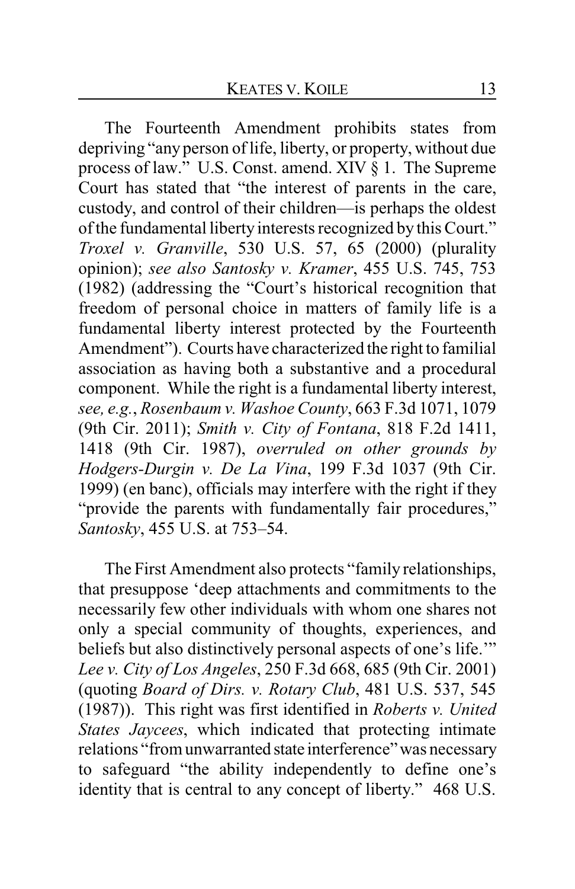The Fourteenth Amendment prohibits states from depriving "any person of life, liberty, or property, without due process of law." U.S. Const. amend. XIV § 1. The Supreme Court has stated that "the interest of parents in the care, custody, and control of their children—is perhaps the oldest of the fundamental liberty interests recognized by this Court." *Troxel v. Granville*, 530 U.S. 57, 65 (2000) (plurality opinion); *see also Santosky v. Kramer*, 455 U.S. 745, 753 (1982) (addressing the "Court's historical recognition that freedom of personal choice in matters of family life is a fundamental liberty interest protected by the Fourteenth Amendment"). Courts have characterized the right to familial association as having both a substantive and a procedural component. While the right is a fundamental liberty interest, *see, e.g.*, *Rosenbaum v. Washoe County*, 663 F.3d 1071, 1079 (9th Cir. 2011); *Smith v. City of Fontana*, 818 F.2d 1411, 1418 (9th Cir. 1987), *overruled on other grounds by Hodgers-Durgin v. De La Vina*, 199 F.3d 1037 (9th Cir. 1999) (en banc), officials may interfere with the right if they "provide the parents with fundamentally fair procedures," *Santosky*, 455 U.S. at 753–54.

The First Amendment also protects "family relationships, that presuppose 'deep attachments and commitments to the necessarily few other individuals with whom one shares not only a special community of thoughts, experiences, and beliefs but also distinctively personal aspects of one's life.'" *Lee v. City of Los Angeles*, 250 F.3d 668, 685 (9th Cir. 2001) (quoting *Board of Dirs. v. Rotary Club*, 481 U.S. 537, 545 (1987)). This right was first identified in *Roberts v. United States Jaycees*, which indicated that protecting intimate relations "from unwarranted state interference" was necessary to safeguard "the ability independently to define one's identity that is central to any concept of liberty." 468 U.S.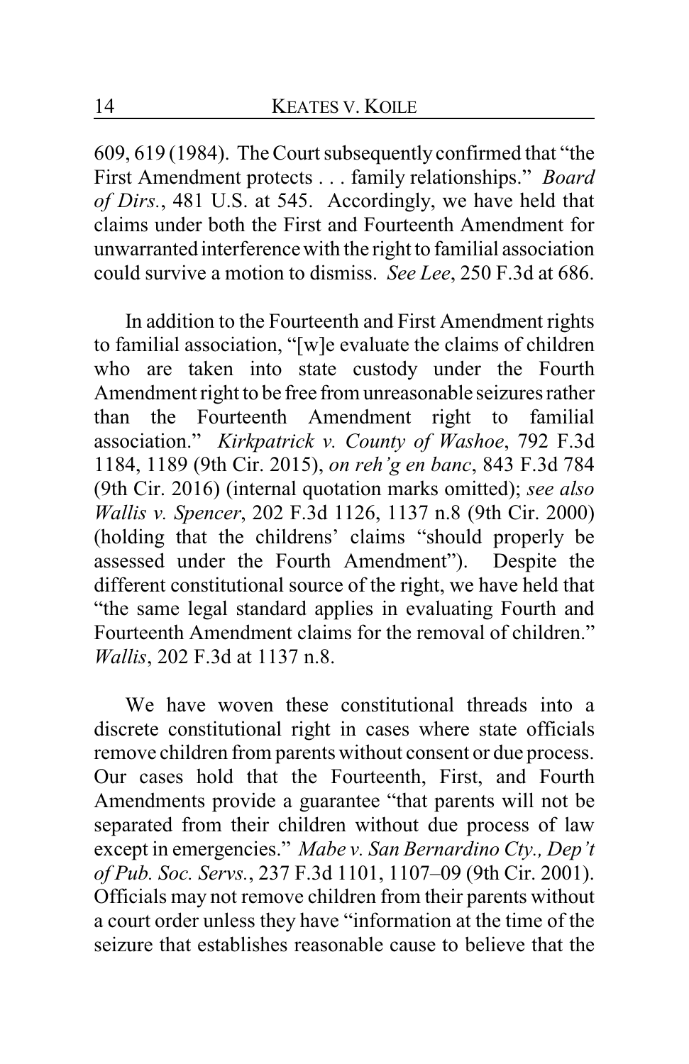609, 619 (1984). The Court subsequently confirmed that "the First Amendment protects . . . family relationships." *Board of Dirs.*, 481 U.S. at 545. Accordingly, we have held that claims under both the First and Fourteenth Amendment for unwarranted interference with the right to familial association could survive a motion to dismiss. *See Lee*, 250 F.3d at 686.

In addition to the Fourteenth and First Amendment rights to familial association, "[w]e evaluate the claims of children who are taken into state custody under the Fourth Amendment right to be free from unreasonable seizures rather than the Fourteenth Amendment right to familial association." *Kirkpatrick v. County of Washoe*, 792 F.3d 1184, 1189 (9th Cir. 2015), *on reh'g en banc*, 843 F.3d 784 (9th Cir. 2016) (internal quotation marks omitted); *see also Wallis v. Spencer*, 202 F.3d 1126, 1137 n.8 (9th Cir. 2000) (holding that the childrens' claims "should properly be assessed under the Fourth Amendment"). Despite the different constitutional source of the right, we have held that "the same legal standard applies in evaluating Fourth and Fourteenth Amendment claims for the removal of children." *Wallis*, 202 F.3d at 1137 n.8.

We have woven these constitutional threads into a discrete constitutional right in cases where state officials remove children from parents without consent or due process. Our cases hold that the Fourteenth, First, and Fourth Amendments provide a guarantee "that parents will not be separated from their children without due process of law except in emergencies." *Mabe v. San Bernardino Cty., Dep't of Pub. Soc. Servs.*, 237 F.3d 1101, 1107–09 (9th Cir. 2001). Officials may not remove children from their parents without a court order unless they have "information at the time of the seizure that establishes reasonable cause to believe that the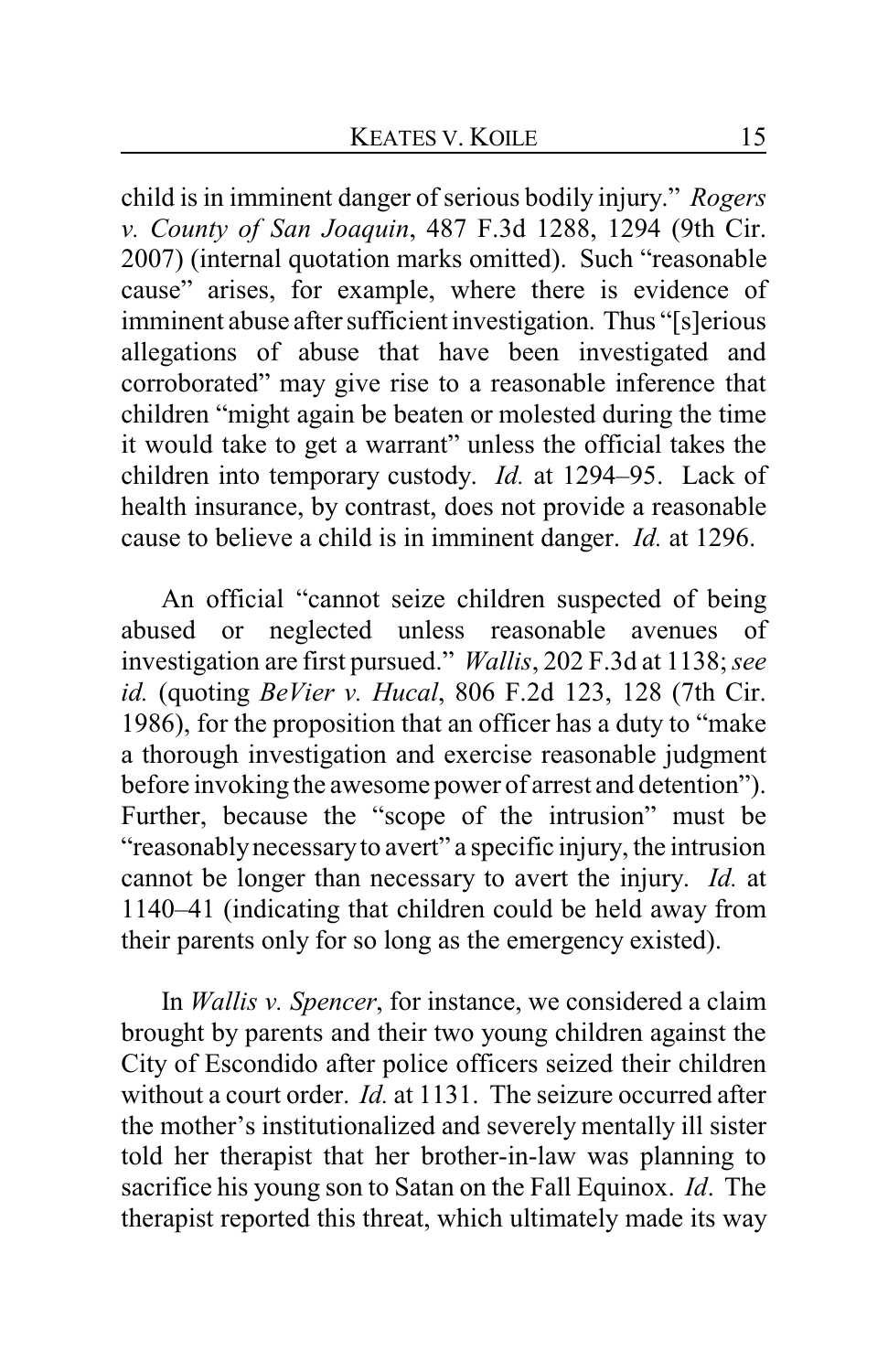child is in imminent danger of serious bodily injury." *Rogers v. County of San Joaquin*, 487 F.3d 1288, 1294 (9th Cir. 2007) (internal quotation marks omitted). Such "reasonable cause" arises, for example, where there is evidence of imminent abuse after sufficient investigation. Thus "[s]erious allegations of abuse that have been investigated and corroborated" may give rise to a reasonable inference that children "might again be beaten or molested during the time it would take to get a warrant" unless the official takes the children into temporary custody. *Id.* at 1294–95. Lack of health insurance, by contrast, does not provide a reasonable cause to believe a child is in imminent danger. *Id.* at 1296.

An official "cannot seize children suspected of being abused or neglected unless reasonable avenues of investigation are first pursued." *Wallis*, 202 F.3d at 1138; *see id.* (quoting *BeVier v. Hucal*, 806 F.2d 123, 128 (7th Cir. 1986), for the proposition that an officer has a duty to "make a thorough investigation and exercise reasonable judgment before invoking the awesome power of arrest and detention"). Further, because the "scope of the intrusion" must be "reasonably necessary to avert" a specific injury, the intrusion cannot be longer than necessary to avert the injury. *Id.* at 1140–41 (indicating that children could be held away from their parents only for so long as the emergency existed).

In *Wallis v. Spencer*, for instance, we considered a claim brought by parents and their two young children against the City of Escondido after police officers seized their children without a court order. *Id.* at 1131. The seizure occurred after the mother's institutionalized and severely mentally ill sister told her therapist that her brother-in-law was planning to sacrifice his young son to Satan on the Fall Equinox. *Id*. The therapist reported this threat, which ultimately made its way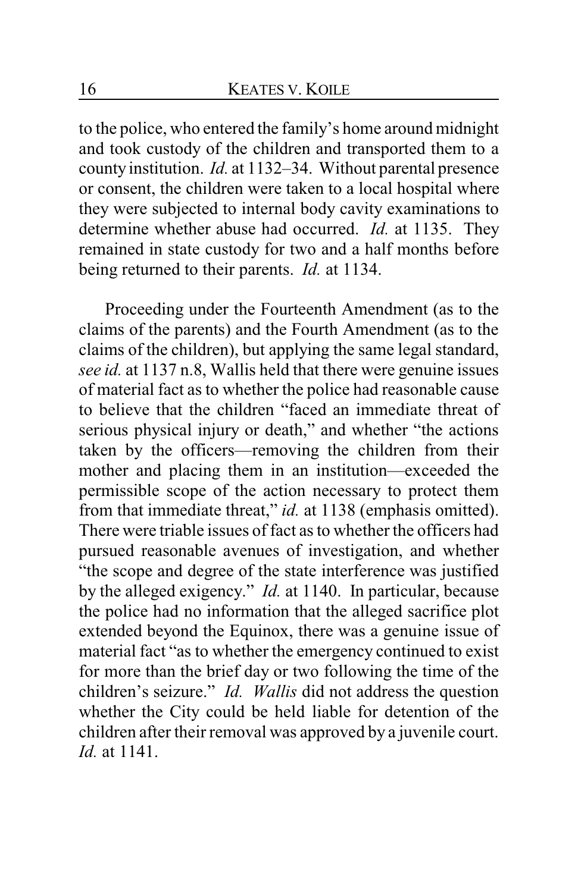to the police, who entered the family's home around midnight and took custody of the children and transported them to a county institution. *Id.* at 1132–34. Without parental presence or consent, the children were taken to a local hospital where they were subjected to internal body cavity examinations to determine whether abuse had occurred. *Id.* at 1135. They remained in state custody for two and a half months before being returned to their parents. *Id.* at 1134.

Proceeding under the Fourteenth Amendment (as to the claims of the parents) and the Fourth Amendment (as to the claims of the children), but applying the same legal standard, *see id.* at 1137 n.8, Wallis held that there were genuine issues of material fact as to whether the police had reasonable cause to believe that the children "faced an immediate threat of serious physical injury or death," and whether "the actions taken by the officers—removing the children from their mother and placing them in an institution—exceeded the permissible scope of the action necessary to protect them from that immediate threat," *id.* at 1138 (emphasis omitted). There were triable issues of fact as to whether the officers had pursued reasonable avenues of investigation, and whether "the scope and degree of the state interference was justified by the alleged exigency." *Id.* at 1140. In particular, because the police had no information that the alleged sacrifice plot extended beyond the Equinox, there was a genuine issue of material fact "as to whether the emergency continued to exist for more than the brief day or two following the time of the children's seizure." *Id.* *Wallis* did not address the question whether the City could be held liable for detention of the children after their removal was approved by a juvenile court. *Id.* at 1141.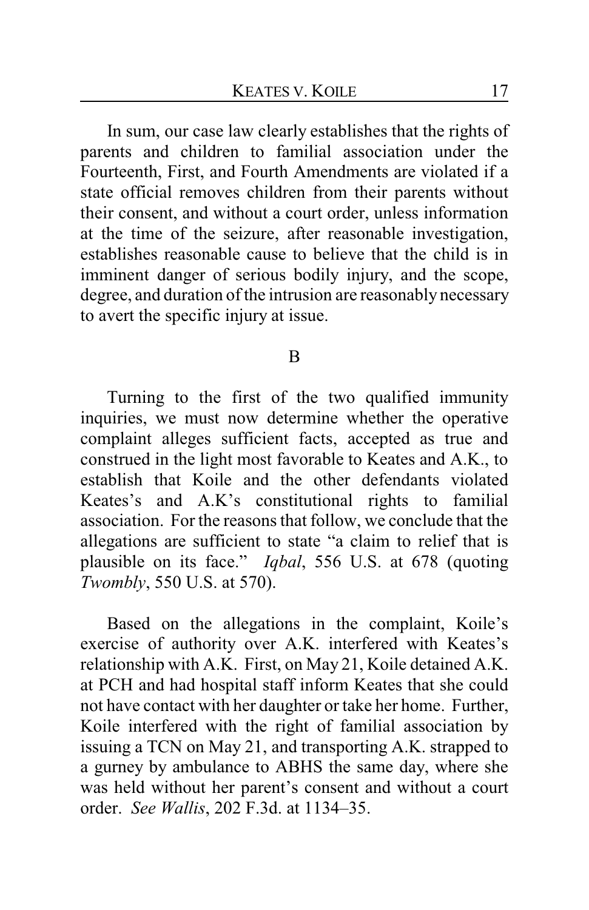In sum, our case law clearly establishes that the rights of parents and children to familial association under the Fourteenth, First, and Fourth Amendments are violated if a state official removes children from their parents without their consent, and without a court order, unless information at the time of the seizure, after reasonable investigation, establishes reasonable cause to believe that the child is in imminent danger of serious bodily injury, and the scope, degree, and duration of the intrusion are reasonably necessary to avert the specific injury at issue.

### B

Turning to the first of the two qualified immunity inquiries, we must now determine whether the operative complaint alleges sufficient facts, accepted as true and construed in the light most favorable to Keates and A.K., to establish that Koile and the other defendants violated Keates's and A.K's constitutional rights to familial association. For the reasons that follow, we conclude that the allegations are sufficient to state "a claim to relief that is plausible on its face." *Iqbal*, 556 U.S. at 678 (quoting *Twombly*, 550 U.S. at 570).

Based on the allegations in the complaint, Koile's exercise of authority over A.K. interfered with Keates's relationship with A.K. First, on May 21, Koile detained A.K. at PCH and had hospital staff inform Keates that she could not have contact with her daughter or take her home. Further, Koile interfered with the right of familial association by issuing a TCN on May 21, and transporting A.K. strapped to a gurney by ambulance to ABHS the same day, where she was held without her parent's consent and without a court order. *See Wallis*, 202 F.3d. at 1134–35.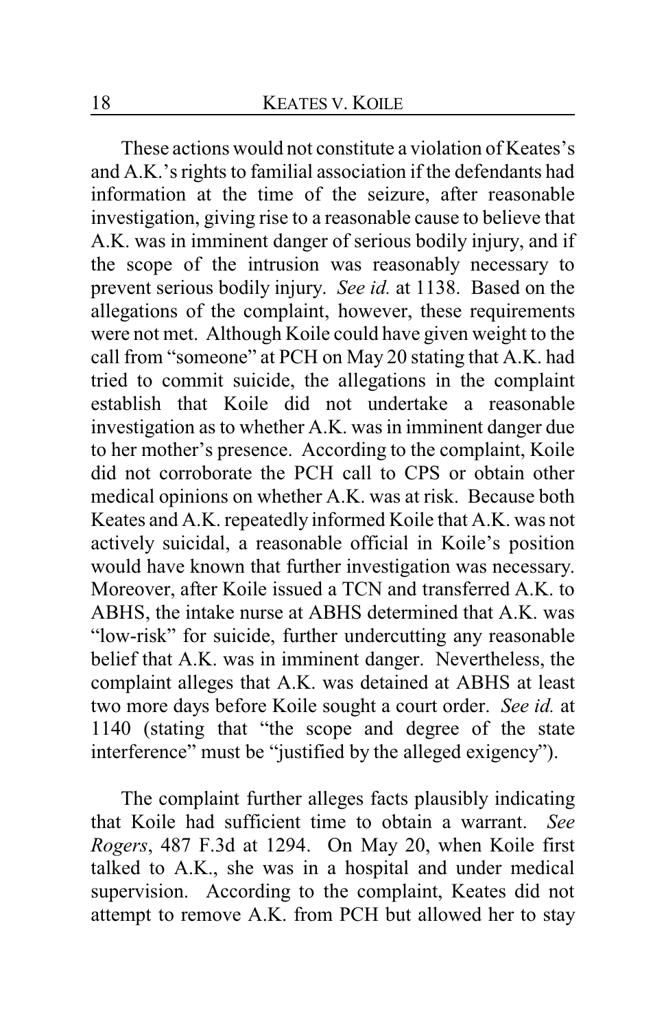These actions would not constitute a violation of Keates's and A.K.'s rights to familial association if the defendants had information at the time of the seizure, after reasonable investigation, giving rise to a reasonable cause to believe that A.K. was in imminent danger of serious bodily injury, and if the scope of the intrusion was reasonably necessary to prevent serious bodily injury. *See id.* at 1138. Based on the allegations of the complaint, however, these requirements were not met. Although Koile could have given weight to the call from "someone" at PCH on May 20 stating that A.K. had tried to commit suicide, the allegations in the complaint establish that Koile did not undertake a reasonable investigation as to whether A.K. was in imminent danger due to her mother's presence. According to the complaint, Koile did not corroborate the PCH call to CPS or obtain other medical opinions on whether A.K. was at risk. Because both Keates and A.K. repeatedly informed Koile that A.K. was not actively suicidal, a reasonable official in Koile's position would have known that further investigation was necessary. Moreover, after Koile issued a TCN and transferred A.K. to ABHS, the intake nurse at ABHS determined that A.K. was "low-risk" for suicide, further undercutting any reasonable belief that A.K. was in imminent danger. Nevertheless, the complaint alleges that A.K. was detained at ABHS at least two more days before Koile sought a court order. *See id.* at 1140 (stating that "the scope and degree of the state interference" must be "justified by the alleged exigency").

The complaint further alleges facts plausibly indicating that Koile had sufficient time to obtain a warrant. *See Rogers*, 487 F.3d at 1294. On May 20, when Koile first talked to A.K., she was in a hospital and under medical supervision. According to the complaint, Keates did not attempt to remove A.K. from PCH but allowed her to stay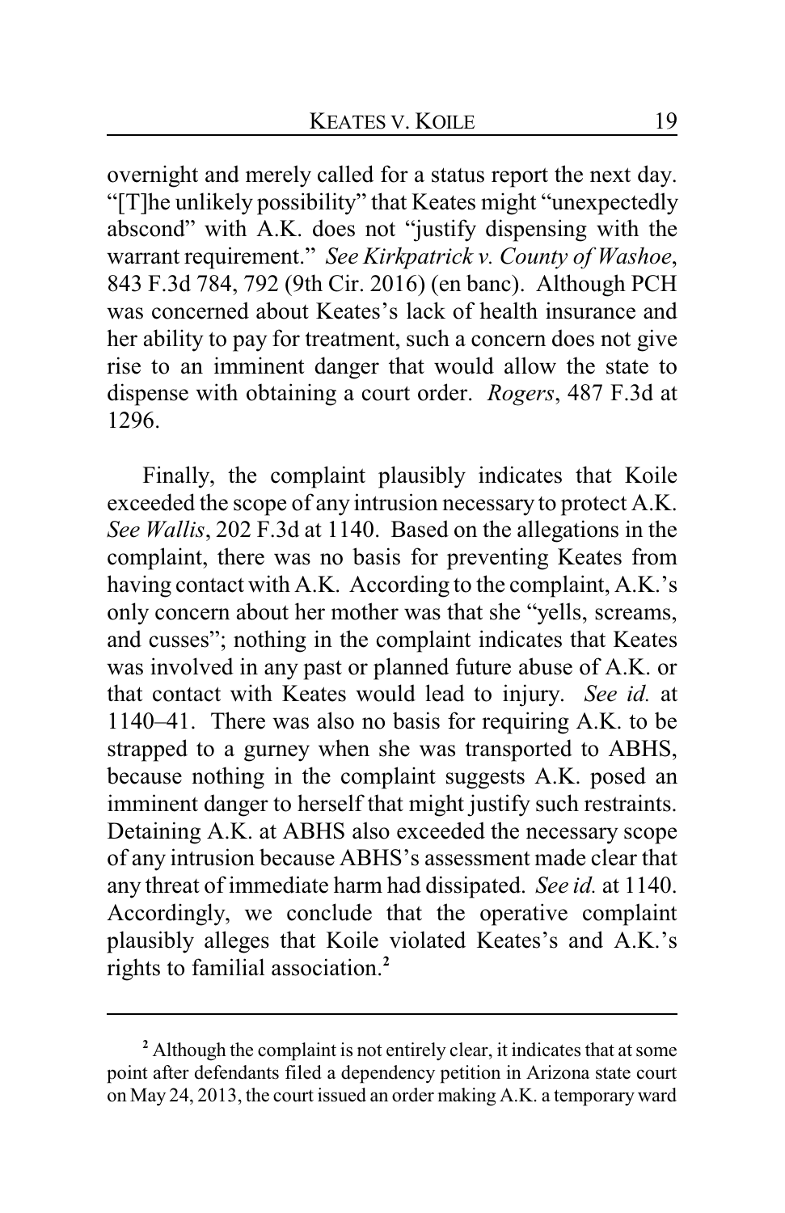overnight and merely called for a status report the next day. "[T]he unlikely possibility" that Keates might "unexpectedly abscond" with A.K. does not "justify dispensing with the warrant requirement." *See Kirkpatrick v. County of Washoe*, 843 F.3d 784, 792 (9th Cir. 2016) (en banc). Although PCH was concerned about Keates's lack of health insurance and her ability to pay for treatment, such a concern does not give rise to an imminent danger that would allow the state to dispense with obtaining a court order. *Rogers*, 487 F.3d at 1296.

Finally, the complaint plausibly indicates that Koile exceeded the scope of any intrusion necessary to protect A.K. *See Wallis*, 202 F.3d at 1140. Based on the allegations in the complaint, there was no basis for preventing Keates from having contact with A.K. According to the complaint, A.K.'s only concern about her mother was that she "yells, screams, and cusses"; nothing in the complaint indicates that Keates was involved in any past or planned future abuse of A.K. or that contact with Keates would lead to injury. *See id.* at 1140–41. There was also no basis for requiring A.K. to be strapped to a gurney when she was transported to ABHS, because nothing in the complaint suggests A.K. posed an imminent danger to herself that might justify such restraints. Detaining A.K. at ABHS also exceeded the necessary scope of any intrusion because ABHS's assessment made clear that any threat of immediate harm had dissipated. *See id.* at 1140. Accordingly, we conclude that the operative complaint plausibly alleges that Koile violated Keates's and A.K.'s rights to familial association.[2]

---

[2] Although the complaint is not entirely clear, it indicates that at some point after defendants filed a dependency petition in Arizona state court on May 24, 2013, the court issued an order making A.K. a temporary ward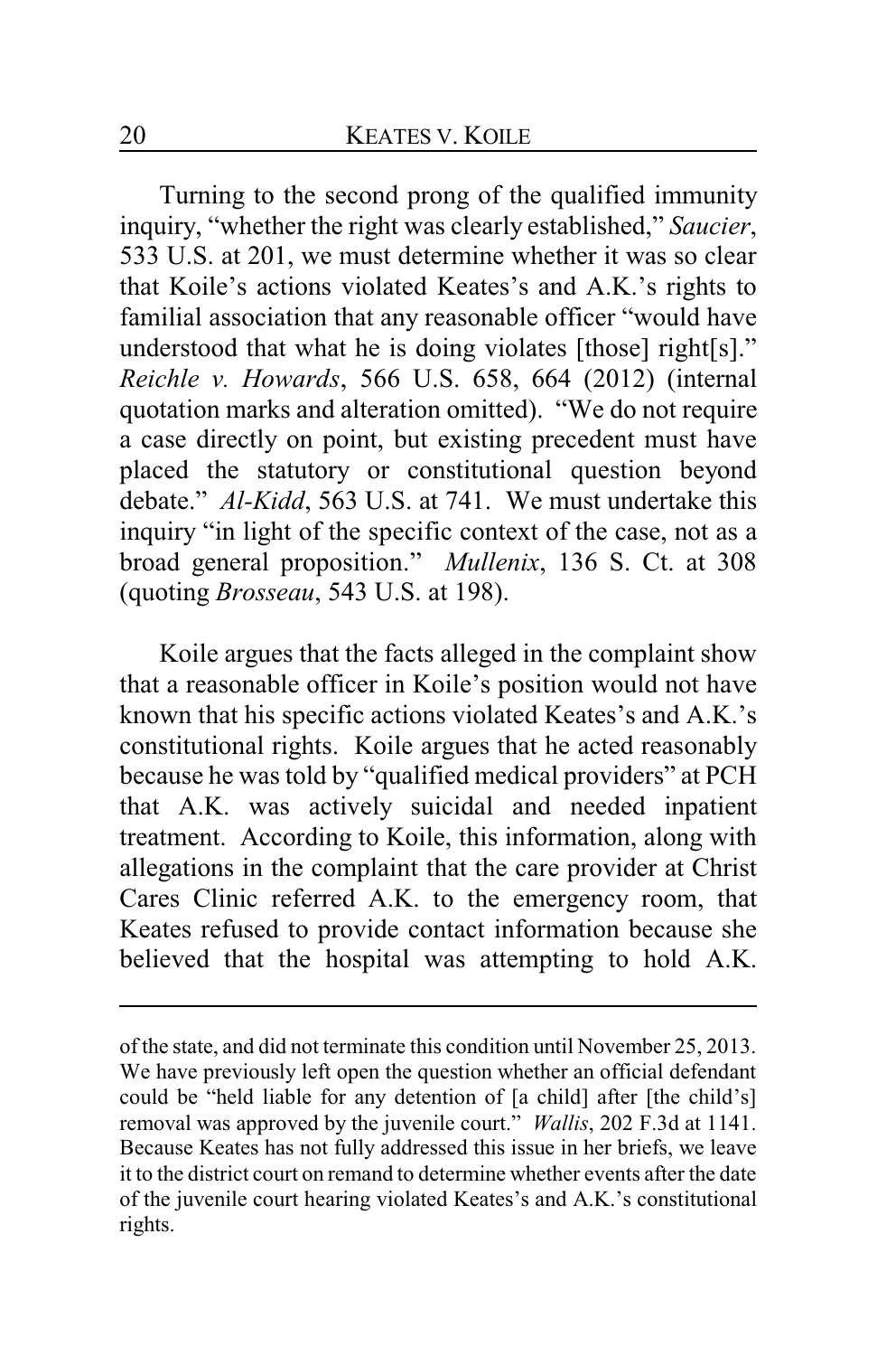Turning to the second prong of the qualified immunity inquiry, "whether the right was clearly established," *Saucier*, 533 U.S. at 201, we must determine whether it was so clear that Koile's actions violated Keates's and A.K.'s rights to familial association that any reasonable officer "would have understood that what he is doing violates [those] right[s]." *Reichle v. Howards*, 566 U.S. 658, 664 (2012) (internal quotation marks and alteration omitted). "We do not require a case directly on point, but existing precedent must have placed the statutory or constitutional question beyond debate." *Al-Kidd*, 563 U.S. at 741. We must undertake this inquiry "in light of the specific context of the case, not as a broad general proposition." *Mullenix*, 136 S. Ct. at 308 (quoting *Brosseau*, 543 U.S. at 198).

Koile argues that the facts alleged in the complaint show that a reasonable officer in Koile's position would not have known that his specific actions violated Keates's and A.K.'s constitutional rights. Koile argues that he acted reasonably because he was told by "qualified medical providers" at PCH that A.K. was actively suicidal and needed inpatient treatment. According to Koile, this information, along with allegations in the complaint that the care provider at Christ Cares Clinic referred A.K. to the emergency room, that Keates refused to provide contact information because she believed that the hospital was attempting to hold A.K.

---

of the state, and did not terminate this condition until November 25, 2013. We have previously left open the question whether an official defendant could be "held liable for any detention of [a child] after [the child's] removal was approved by the juvenile court." *Wallis*, 202 F.3d at 1141. Because Keates has not fully addressed this issue in her briefs, we leave it to the district court on remand to determine whether events after the date of the juvenile court hearing violated Keates's and A.K.'s constitutional rights.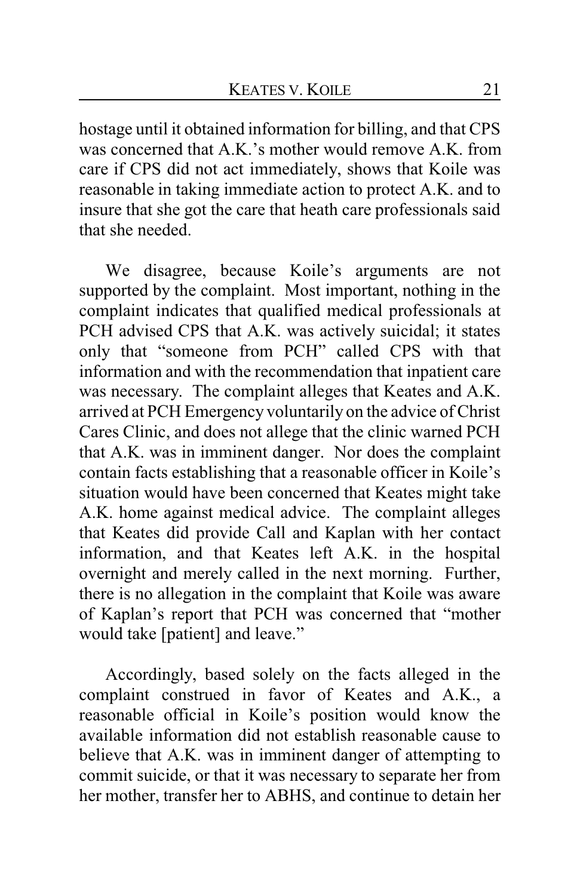hostage until it obtained information for billing, and that CPS was concerned that A.K.'s mother would remove A.K. from care if CPS did not act immediately, shows that Koile was reasonable in taking immediate action to protect A.K. and to insure that she got the care that heath care professionals said that she needed.

We disagree, because Koile's arguments are not supported by the complaint. Most important, nothing in the complaint indicates that qualified medical professionals at PCH advised CPS that A.K. was actively suicidal; it states only that "someone from PCH" called CPS with that information and with the recommendation that inpatient care was necessary. The complaint alleges that Keates and A.K. arrived at PCH Emergency voluntarily on the advice of Christ Cares Clinic, and does not allege that the clinic warned PCH that A.K. was in imminent danger. Nor does the complaint contain facts establishing that a reasonable officer in Koile's situation would have been concerned that Keates might take A.K. home against medical advice. The complaint alleges that Keates did provide Call and Kaplan with her contact information, and that Keates left A.K. in the hospital overnight and merely called in the next morning. Further, there is no allegation in the complaint that Koile was aware of Kaplan's report that PCH was concerned that "mother would take [patient] and leave."

Accordingly, based solely on the facts alleged in the complaint construed in favor of Keates and A.K., a reasonable official in Koile's position would know the available information did not establish reasonable cause to believe that A.K. was in imminent danger of attempting to commit suicide, or that it was necessary to separate her from her mother, transfer her to ABHS, and continue to detain her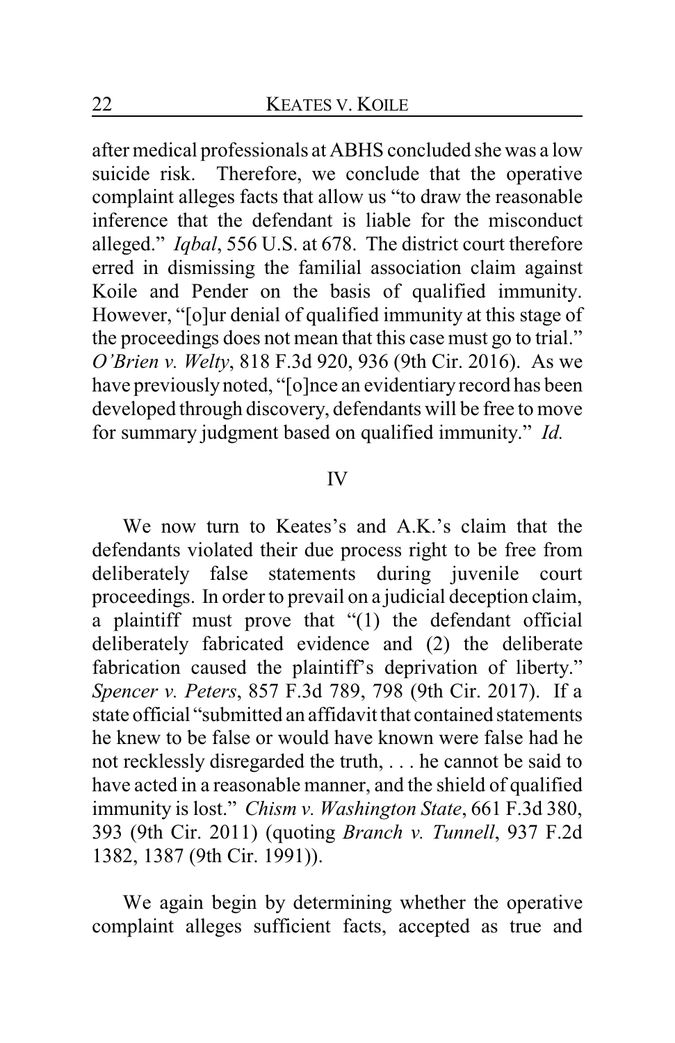after medical professionals at ABHS concluded she was a low suicide risk. Therefore, we conclude that the operative complaint alleges facts that allow us "to draw the reasonable inference that the defendant is liable for the misconduct alleged." *Iqbal*, 556 U.S. at 678. The district court therefore erred in dismissing the familial association claim against Koile and Pender on the basis of qualified immunity. However, "[o]ur denial of qualified immunity at this stage of the proceedings does not mean that this case must go to trial." *O'Brien v. Welty*, 818 F.3d 920, 936 (9th Cir. 2016). As we have previously noted, "[o]nce an evidentiary record has been developed through discovery, defendants will be free to move for summary judgment based on qualified immunity." *Id.*

## IV

We now turn to Keates's and A.K.'s claim that the defendants violated their due process right to be free from deliberately false statements during juvenile court proceedings. In order to prevail on a judicial deception claim, a plaintiff must prove that "(1) the defendant official deliberately fabricated evidence and (2) the deliberate fabrication caused the plaintiff's deprivation of liberty." *Spencer v. Peters*, 857 F.3d 789, 798 (9th Cir. 2017). If a state official "submitted an affidavit that contained statements he knew to be false or would have known were false had he not recklessly disregarded the truth, . . . he cannot be said to have acted in a reasonable manner, and the shield of qualified immunity is lost." *Chism v. Washington State*, 661 F.3d 380, 393 (9th Cir. 2011) (quoting *Branch v. Tunnell*, 937 F.2d 1382, 1387 (9th Cir. 1991)).

We again begin by determining whether the operative complaint alleges sufficient facts, accepted as true and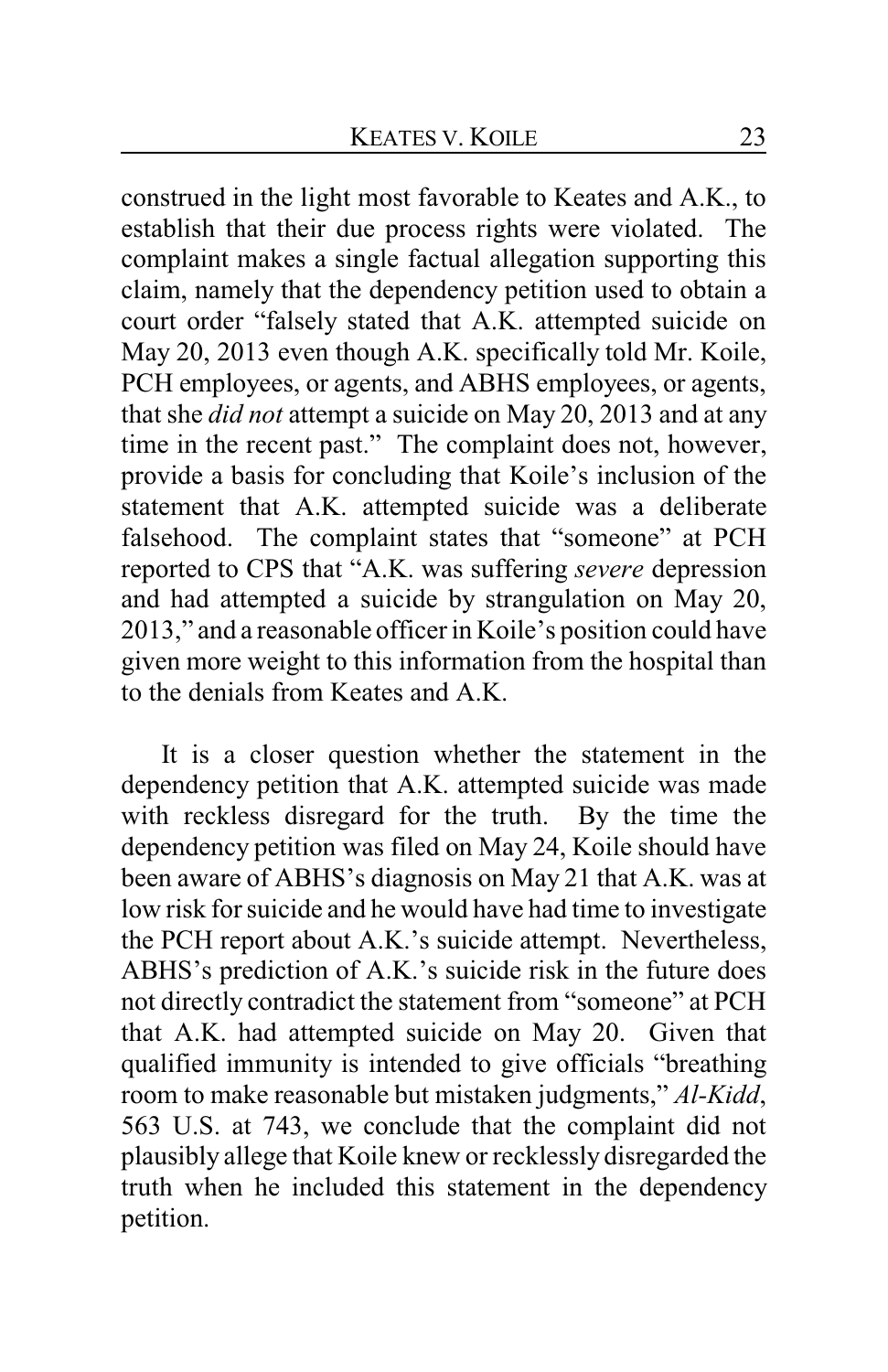construed in the light most favorable to Keates and A.K., to establish that their due process rights were violated. The complaint makes a single factual allegation supporting this claim, namely that the dependency petition used to obtain a court order "falsely stated that A.K. attempted suicide on May 20, 2013 even though A.K. specifically told Mr. Koile, PCH employees, or agents, and ABHS employees, or agents, that she *did not* attempt a suicide on May 20, 2013 and at any time in the recent past." The complaint does not, however, provide a basis for concluding that Koile's inclusion of the statement that A.K. attempted suicide was a deliberate falsehood. The complaint states that "someone" at PCH reported to CPS that "A.K. was suffering *severe* depression and had attempted a suicide by strangulation on May 20, 2013," and a reasonable officer in Koile's position could have given more weight to this information from the hospital than to the denials from Keates and A.K.

It is a closer question whether the statement in the dependency petition that A.K. attempted suicide was made with reckless disregard for the truth. By the time the dependency petition was filed on May 24, Koile should have been aware of ABHS's diagnosis on May 21 that A.K. was at low risk for suicide and he would have had time to investigate the PCH report about A.K.'s suicide attempt. Nevertheless, ABHS's prediction of A.K.'s suicide risk in the future does not directly contradict the statement from "someone" at PCH that A.K. had attempted suicide on May 20. Given that qualified immunity is intended to give officials "breathing room to make reasonable but mistaken judgments," *Al-Kidd*, 563 U.S. at 743, we conclude that the complaint did not plausibly allege that Koile knew or recklessly disregarded the truth when he included this statement in the dependency petition.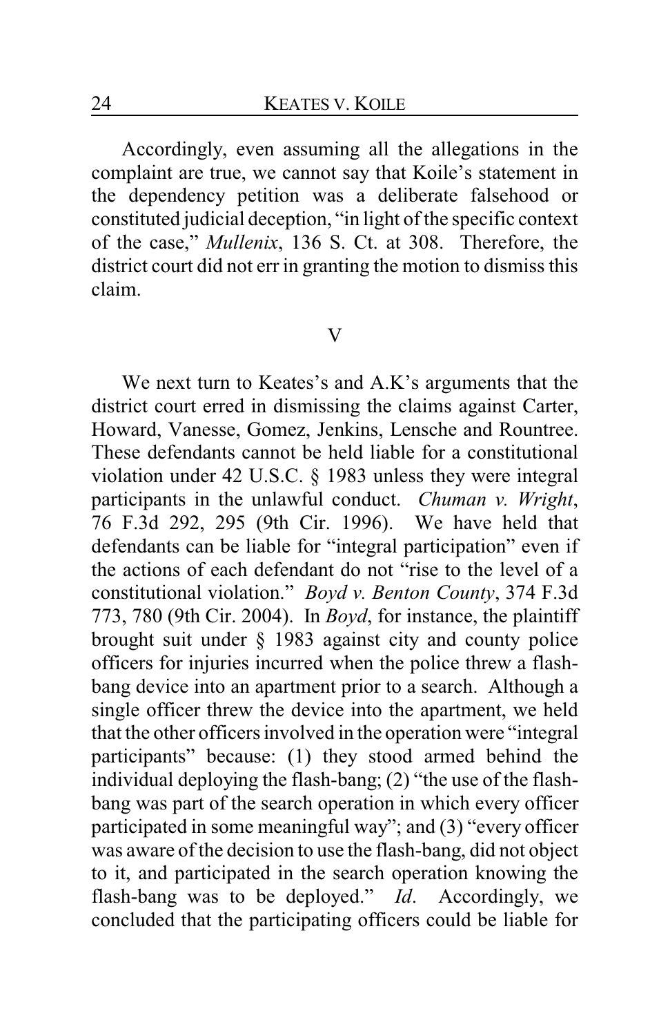Accordingly, even assuming all the allegations in the complaint are true, we cannot say that Koile's statement in the dependency petition was a deliberate falsehood or constituted judicial deception, "in light of the specific context of the case," *Mullenix*, 136 S. Ct. at 308. Therefore, the district court did not err in granting the motion to dismiss this claim.

## V

We next turn to Keates's and A.K's arguments that the district court erred in dismissing the claims against Carter, Howard, Vanesse, Gomez, Jenkins, Lensche and Rountree. These defendants cannot be held liable for a constitutional violation under 42 U.S.C. § 1983 unless they were integral participants in the unlawful conduct. *Chuman v. Wright*, 76 F.3d 292, 295 (9th Cir. 1996). We have held that defendants can be liable for "integral participation" even if the actions of each defendant do not "rise to the level of a constitutional violation." *Boyd v. Benton County*, 374 F.3d 773, 780 (9th Cir. 2004). In *Boyd*, for instance, the plaintiff brought suit under § 1983 against city and county police officers for injuries incurred when the police threw a flash-bang device into an apartment prior to a search. Although a single officer threw the device into the apartment, we held that the other officers involved in the operation were "integral participants" because: (1) they stood armed behind the individual deploying the flash-bang; (2) "the use of the flash-bang was part of the search operation in which every officer participated in some meaningful way"; and (3) "every officer was aware of the decision to use the flash-bang, did not object to it, and participated in the search operation knowing the flash-bang was to be deployed." *Id*. Accordingly, we concluded that the participating officers could be liable for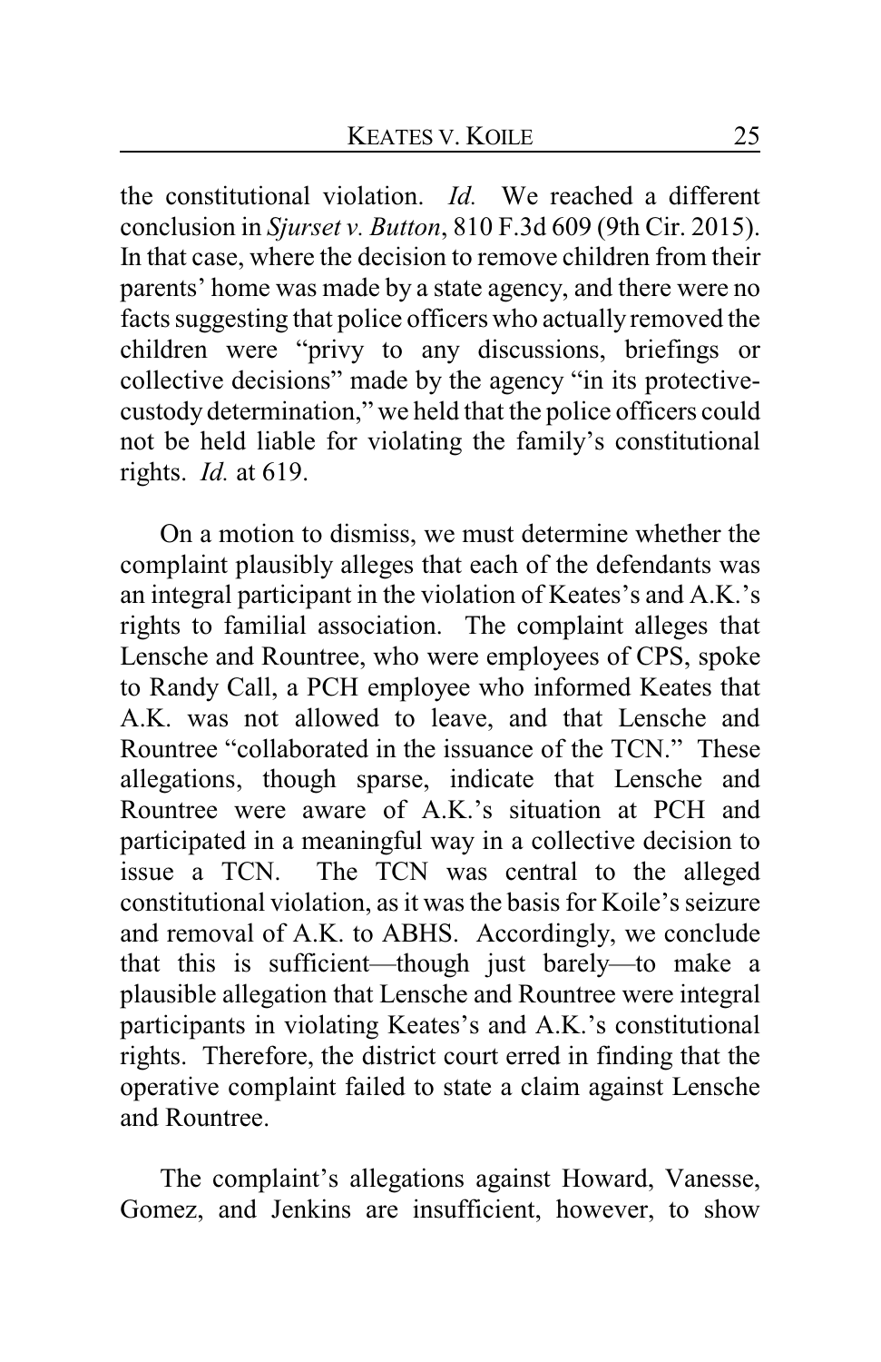the constitutional violation. *Id.* We reached a different conclusion in *Sjurset v. Button*, 810 F.3d 609 (9th Cir. 2015). In that case, where the decision to remove children from their parents' home was made by a state agency, and there were no facts suggesting that police officers who actually removed the children were "privy to any discussions, briefings or collective decisions" made by the agency "in its protective-custody determination," we held that the police officers could not be held liable for violating the family's constitutional rights. *Id.* at 619.

On a motion to dismiss, we must determine whether the complaint plausibly alleges that each of the defendants was an integral participant in the violation of Keates's and A.K.'s rights to familial association. The complaint alleges that Lensche and Rountree, who were employees of CPS, spoke to Randy Call, a PCH employee who informed Keates that A.K. was not allowed to leave, and that Lensche and Rountree "collaborated in the issuance of the TCN." These allegations, though sparse, indicate that Lensche and Rountree were aware of A.K.'s situation at PCH and participated in a meaningful way in a collective decision to issue a TCN. The TCN was central to the alleged constitutional violation, as it was the basis for Koile's seizure and removal of A.K. to ABHS. Accordingly, we conclude that this is sufficient—though just barely—to make a plausible allegation that Lensche and Rountree were integral participants in violating Keates's and A.K.'s constitutional rights. Therefore, the district court erred in finding that the operative complaint failed to state a claim against Lensche and Rountree.

The complaint's allegations against Howard, Vanesse, Gomez, and Jenkins are insufficient, however, to show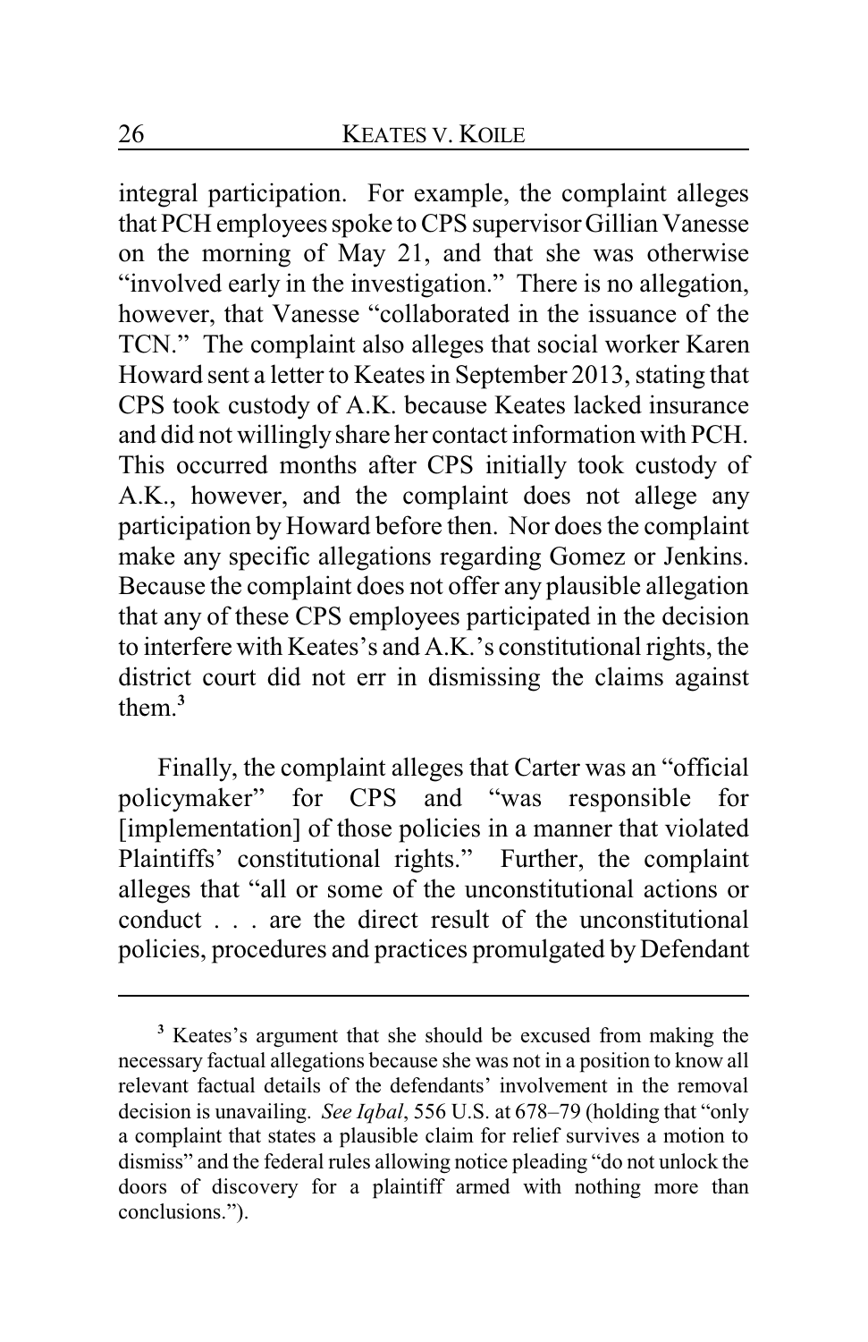integral participation. For example, the complaint alleges that PCH employees spoke to CPS supervisor Gillian Vanesse on the morning of May 21, and that she was otherwise "involved early in the investigation." There is no allegation, however, that Vanesse "collaborated in the issuance of the TCN." The complaint also alleges that social worker Karen Howard sent a letter to Keates in September 2013, stating that CPS took custody of A.K. because Keates lacked insurance and did not willingly share her contact information with PCH. This occurred months after CPS initially took custody of A.K., however, and the complaint does not allege any participation by Howard before then. Nor does the complaint make any specific allegations regarding Gomez or Jenkins. Because the complaint does not offer any plausible allegation that any of these CPS employees participated in the decision to interfere with Keates's and A.K.'s constitutional rights, the district court did not err in dismissing the claims against them.[3]

Finally, the complaint alleges that Carter was an "official policymaker" for CPS and "was responsible for [implementation] of those policies in a manner that violated Plaintiffs' constitutional rights." Further, the complaint alleges that "all or some of the unconstitutional actions or conduct . . . are the direct result of the unconstitutional policies, procedures and practices promulgated by Defendant

---

[3] Keates's argument that she should be excused from making the necessary factual allegations because she was not in a position to know all relevant factual details of the defendants' involvement in the removal decision is unavailing. *See Iqbal*, 556 U.S. at 678–79 (holding that "only a complaint that states a plausible claim for relief survives a motion to dismiss" and the federal rules allowing notice pleading "do not unlock the doors of discovery for a plaintiff armed with nothing more than conclusions.").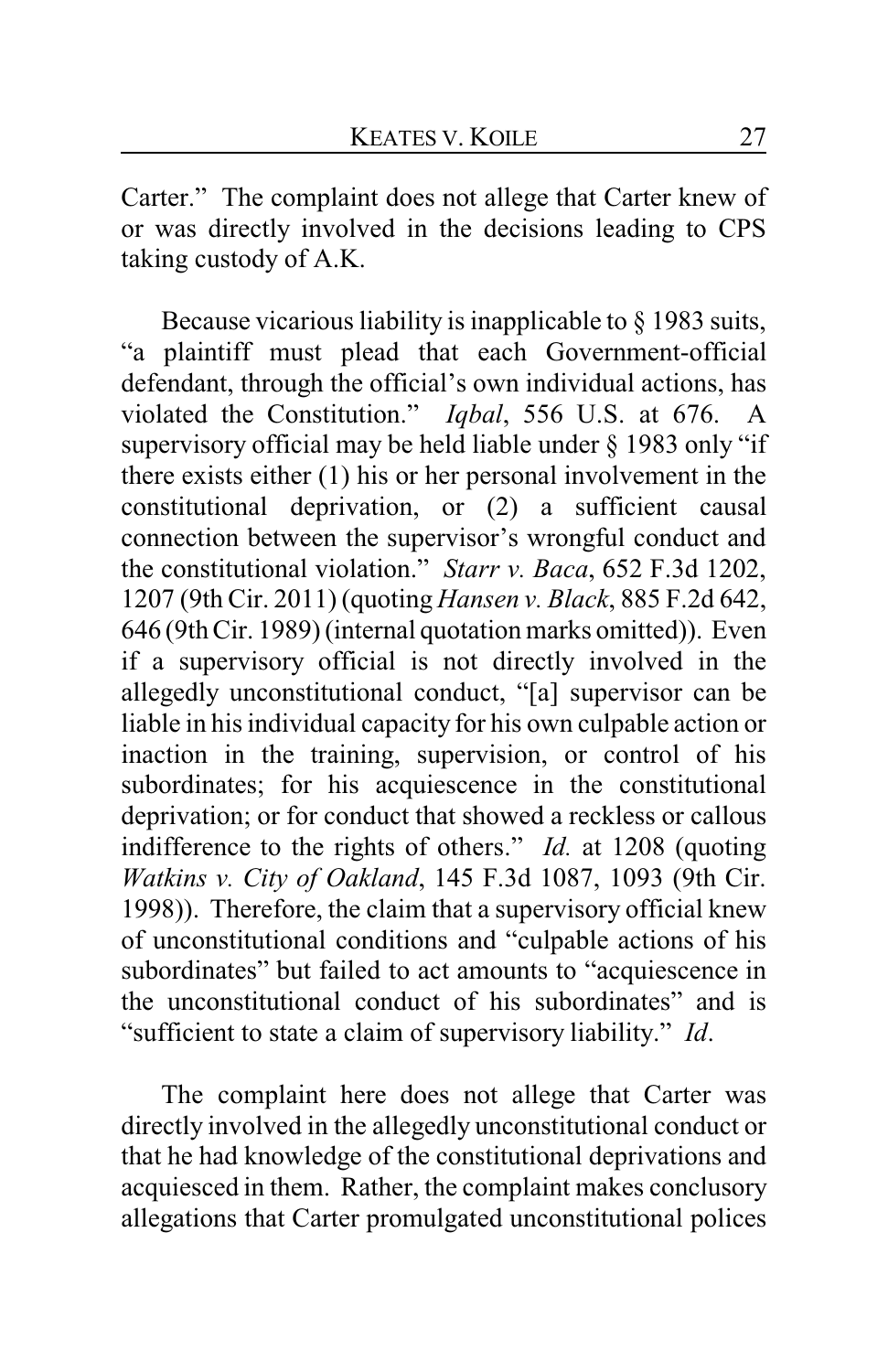Carter." The complaint does not allege that Carter knew of or was directly involved in the decisions leading to CPS taking custody of A.K.

Because vicarious liability is inapplicable to § 1983 suits, "a plaintiff must plead that each Government-official defendant, through the official's own individual actions, has violated the Constitution." *Iqbal*, 556 U.S. at 676. A supervisory official may be held liable under § 1983 only "if there exists either (1) his or her personal involvement in the constitutional deprivation, or (2) a sufficient causal connection between the supervisor's wrongful conduct and the constitutional violation." *Starr v. Baca*, 652 F.3d 1202, 1207 (9th Cir. 2011) (quoting *Hansen v. Black*, 885 F.2d 642, 646 (9th Cir. 1989) (internal quotation marks omitted)). Even if a supervisory official is not directly involved in the allegedly unconstitutional conduct, "[a] supervisor can be liable in his individual capacity for his own culpable action or inaction in the training, supervision, or control of his subordinates; for his acquiescence in the constitutional deprivation; or for conduct that showed a reckless or callous indifference to the rights of others." *Id.* at 1208 (quoting *Watkins v. City of Oakland*, 145 F.3d 1087, 1093 (9th Cir. 1998)). Therefore, the claim that a supervisory official knew of unconstitutional conditions and "culpable actions of his subordinates" but failed to act amounts to "acquiescence in the unconstitutional conduct of his subordinates" and is "sufficient to state a claim of supervisory liability." *Id*.

The complaint here does not allege that Carter was directly involved in the allegedly unconstitutional conduct or that he had knowledge of the constitutional deprivations and acquiesced in them. Rather, the complaint makes conclusory allegations that Carter promulgated unconstitutional polices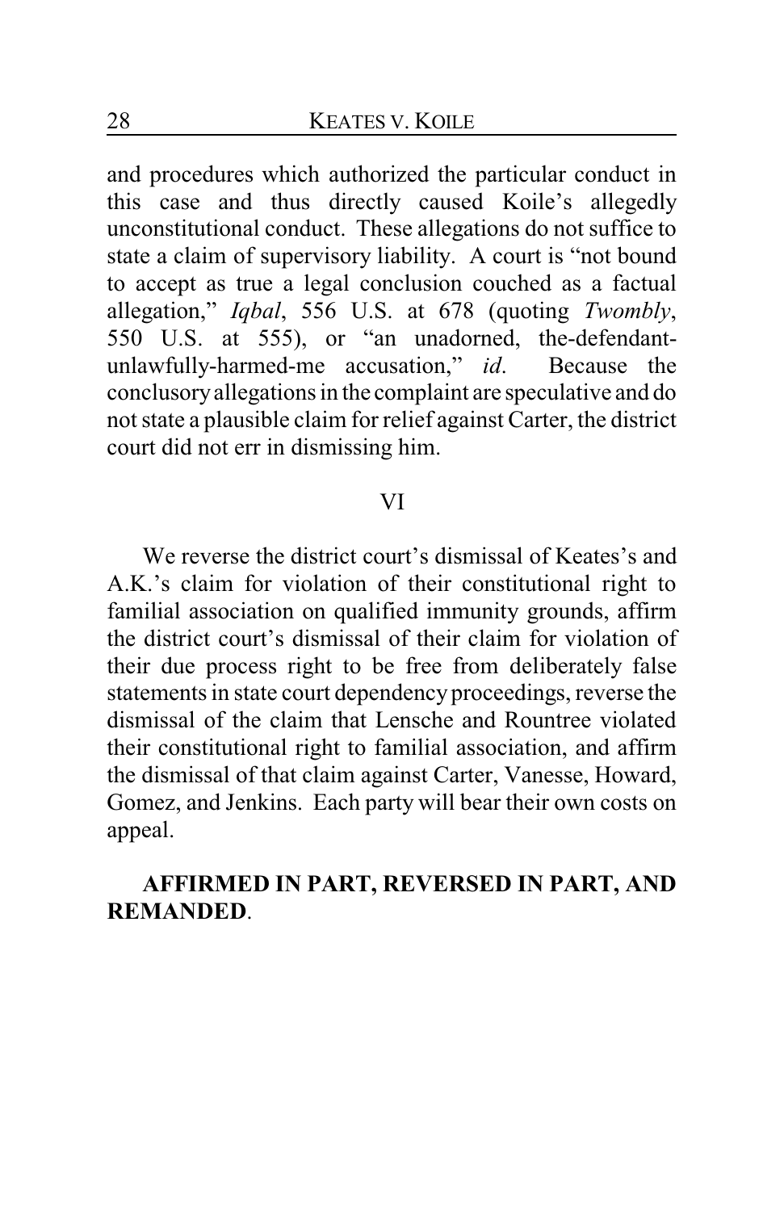and procedures which authorized the particular conduct in this case and thus directly caused Koile's allegedly unconstitutional conduct. These allegations do not suffice to state a claim of supervisory liability. A court is "not bound to accept as true a legal conclusion couched as a factual allegation," *Iqbal*, 556 U.S. at 678 (quoting *Twombly*, 550 U.S. at 555), or "an unadorned, the-defendant-unlawfully-harmed-me accusation," *id*. Because the conclusory allegations in the complaint are speculative and do not state a plausible claim for relief against Carter, the district court did not err in dismissing him.

## VI

We reverse the district court's dismissal of Keates's and A.K.'s claim for violation of their constitutional right to familial association on qualified immunity grounds, affirm the district court's dismissal of their claim for violation of their due process right to be free from deliberately false statements in state court dependency proceedings, reverse the dismissal of the claim that Lensche and Rountree violated their constitutional right to familial association, and affirm the dismissal of that claim against Carter, Vanesse, Howard, Gomez, and Jenkins. Each party will bear their own costs on appeal.

**AFFIRMED IN PART, REVERSED IN PART, AND REMANDED**.